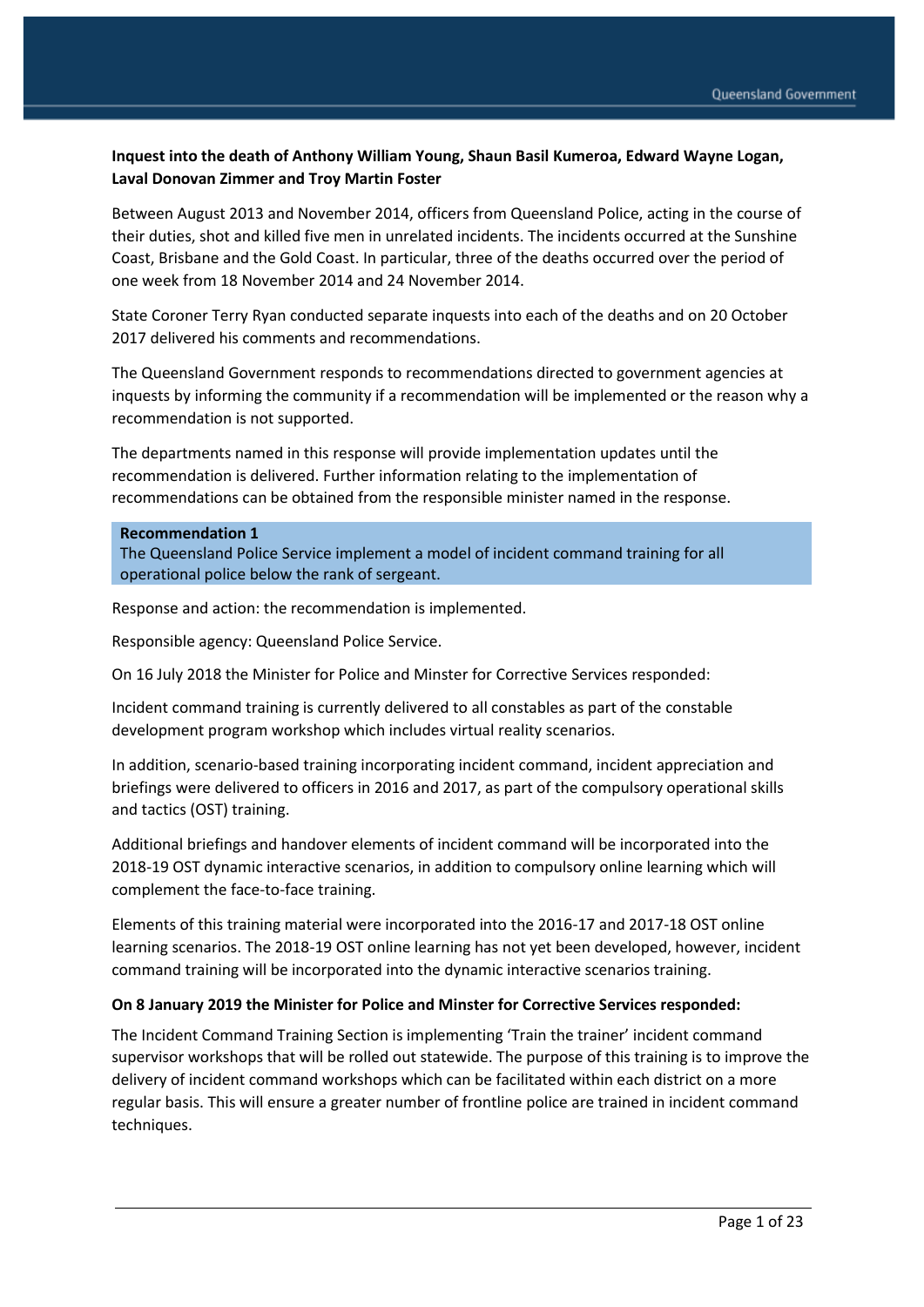**Inquest into the death of Anthony William Young, Shaun Basil Kumeroa, Edward Wayne Logan, Laval Donovan Zimmer and Troy Martin Foster**

Between August 2013 and November 2014, officers from Queensland Police, acting in the course of their duties, shot and killed five men in unrelated incidents. The incidents occurred at the Sunshine Coast, Brisbane and the Gold Coast. In particular, three of the deaths occurred over the period of one week from 18 November 2014 and 24 November 2014.

State Coroner Terry Ryan conducted separate inquests into each of the deaths and on 20 October 2017 delivered his comments and recommendations.

The Queensland Government responds to recommendations directed to government agencies at inquests by informing the community if a recommendation will be implemented or the reason why a recommendation is not supported.

The departments named in this response will provide implementation updates until the recommendation is delivered. Further information relating to the implementation of recommendations can be obtained from the responsible minister named in the response.

**Recommendation 1**
The Queensland Police Service implement a model of incident command training for all operational police below the rank of sergeant.

Response and action: the recommendation is implemented.

Responsible agency: Queensland Police Service.

On 16 July 2018 the Minister for Police and Minster for Corrective Services responded:

Incident command training is currently delivered to all constables as part of the constable development program workshop which includes virtual reality scenarios.

In addition, scenario-based training incorporating incident command, incident appreciation and briefings were delivered to officers in 2016 and 2017, as part of the compulsory operational skills and tactics (OST) training.

Additional briefings and handover elements of incident command will be incorporated into the 2018-19 OST dynamic interactive scenarios, in addition to compulsory online learning which will complement the face-to-face training.

Elements of this training material were incorporated into the 2016-17 and 2017-18 OST online learning scenarios. The 2018-19 OST online learning has not yet been developed, however, incident command training will be incorporated into the dynamic interactive scenarios training.

**On 8 January 2019 the Minister for Police and Minster for Corrective Services responded:**

The Incident Command Training Section is implementing 'Train the trainer' incident command supervisor workshops that will be rolled out statewide. The purpose of this training is to improve the delivery of incident command workshops which can be facilitated within each district on a more regular basis. This will ensure a greater number of frontline police are trained in incident command techniques.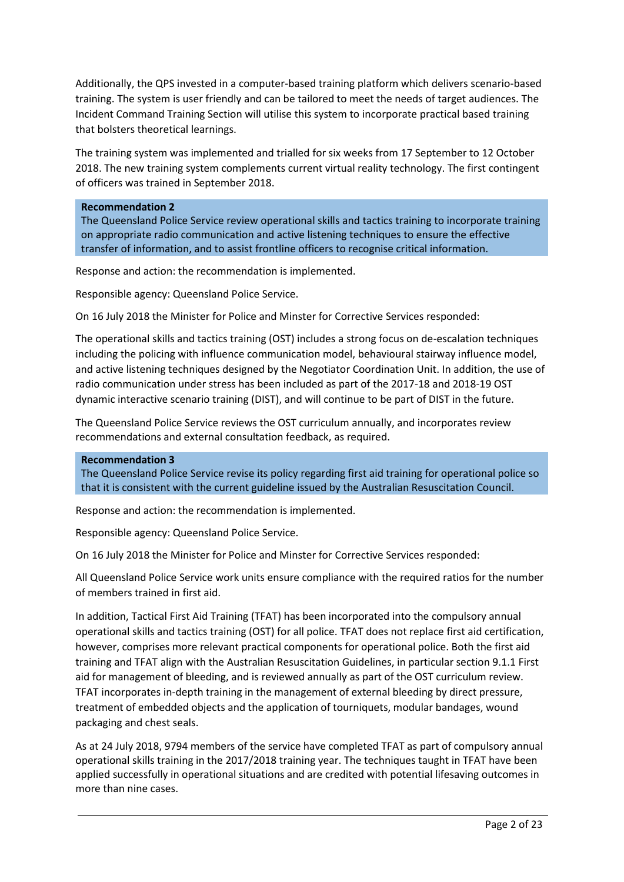Additionally, the QPS invested in a computer-based training platform which delivers scenario-based training. The system is user friendly and can be tailored to meet the needs of target audiences. The Incident Command Training Section will utilise this system to incorporate practical based training that bolsters theoretical learnings.

The training system was implemented and trialled for six weeks from 17 September to 12 October 2018. The new training system complements current virtual reality technology. The first contingent of officers was trained in September 2018.

**Recommendation 2**
The Queensland Police Service review operational skills and tactics training to incorporate training on appropriate radio communication and active listening techniques to ensure the effective transfer of information, and to assist frontline officers to recognise critical information.

Response and action: the recommendation is implemented.

Responsible agency: Queensland Police Service.

On 16 July 2018 the Minister for Police and Minster for Corrective Services responded:

The operational skills and tactics training (OST) includes a strong focus on de-escalation techniques including the policing with influence communication model, behavioural stairway influence model, and active listening techniques designed by the Negotiator Coordination Unit. In addition, the use of radio communication under stress has been included as part of the 2017-18 and 2018-19 OST dynamic interactive scenario training (DIST), and will continue to be part of DIST in the future.

The Queensland Police Service reviews the OST curriculum annually, and incorporates review recommendations and external consultation feedback, as required.

**Recommendation 3**
The Queensland Police Service revise its policy regarding first aid training for operational police so that it is consistent with the current guideline issued by the Australian Resuscitation Council.

Response and action: the recommendation is implemented.

Responsible agency: Queensland Police Service.

On 16 July 2018 the Minister for Police and Minster for Corrective Services responded:

All Queensland Police Service work units ensure compliance with the required ratios for the number of members trained in first aid.

In addition, Tactical First Aid Training (TFAT) has been incorporated into the compulsory annual operational skills and tactics training (OST) for all police. TFAT does not replace first aid certification, however, comprises more relevant practical components for operational police. Both the first aid training and TFAT align with the Australian Resuscitation Guidelines, in particular section 9.1.1 First aid for management of bleeding, and is reviewed annually as part of the OST curriculum review. TFAT incorporates in-depth training in the management of external bleeding by direct pressure, treatment of embedded objects and the application of tourniquets, modular bandages, wound packaging and chest seals.

As at 24 July 2018, 9794 members of the service have completed TFAT as part of compulsory annual operational skills training in the 2017/2018 training year. The techniques taught in TFAT have been applied successfully in operational situations and are credited with potential lifesaving outcomes in more than nine cases.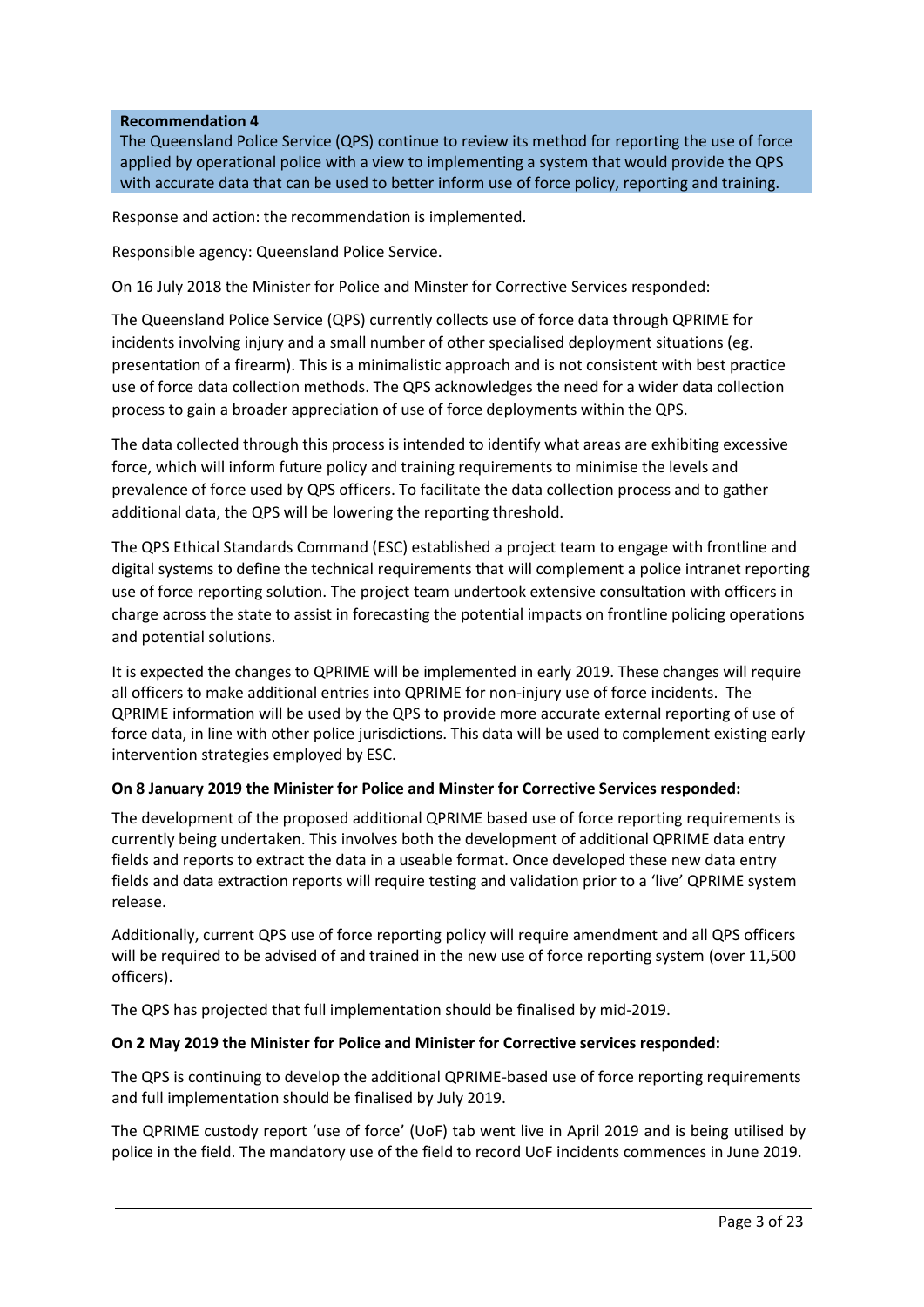**Recommendation 4**

The Queensland Police Service (QPS) continue to review its method for reporting the use of force applied by operational police with a view to implementing a system that would provide the QPS with accurate data that can be used to better inform use of force policy, reporting and training.

Response and action: the recommendation is implemented.

Responsible agency: Queensland Police Service.

On 16 July 2018 the Minister for Police and Minster for Corrective Services responded:

The Queensland Police Service (QPS) currently collects use of force data through QPRIME for incidents involving injury and a small number of other specialised deployment situations (eg. presentation of a firearm). This is a minimalistic approach and is not consistent with best practice use of force data collection methods. The QPS acknowledges the need for a wider data collection process to gain a broader appreciation of use of force deployments within the QPS.

The data collected through this process is intended to identify what areas are exhibiting excessive force, which will inform future policy and training requirements to minimise the levels and prevalence of force used by QPS officers. To facilitate the data collection process and to gather additional data, the QPS will be lowering the reporting threshold.

The QPS Ethical Standards Command (ESC) established a project team to engage with frontline and digital systems to define the technical requirements that will complement a police intranet reporting use of force reporting solution. The project team undertook extensive consultation with officers in charge across the state to assist in forecasting the potential impacts on frontline policing operations and potential solutions.

It is expected the changes to QPRIME will be implemented in early 2019. These changes will require all officers to make additional entries into QPRIME for non-injury use of force incidents. The QPRIME information will be used by the QPS to provide more accurate external reporting of use of force data, in line with other police jurisdictions. This data will be used to complement existing early intervention strategies employed by ESC.

**On 8 January 2019 the Minister for Police and Minster for Corrective Services responded:**

The development of the proposed additional QPRIME based use of force reporting requirements is currently being undertaken. This involves both the development of additional QPRIME data entry fields and reports to extract the data in a useable format. Once developed these new data entry fields and data extraction reports will require testing and validation prior to a 'live' QPRIME system release.

Additionally, current QPS use of force reporting policy will require amendment and all QPS officers will be required to be advised of and trained in the new use of force reporting system (over 11,500 officers).

The QPS has projected that full implementation should be finalised by mid-2019.

**On 2 May 2019 the Minister for Police and Minister for Corrective services responded:**

The QPS is continuing to develop the additional QPRIME-based use of force reporting requirements and full implementation should be finalised by July 2019.

The QPRIME custody report 'use of force' (UoF) tab went live in April 2019 and is being utilised by police in the field. The mandatory use of the field to record UoF incidents commences in June 2019.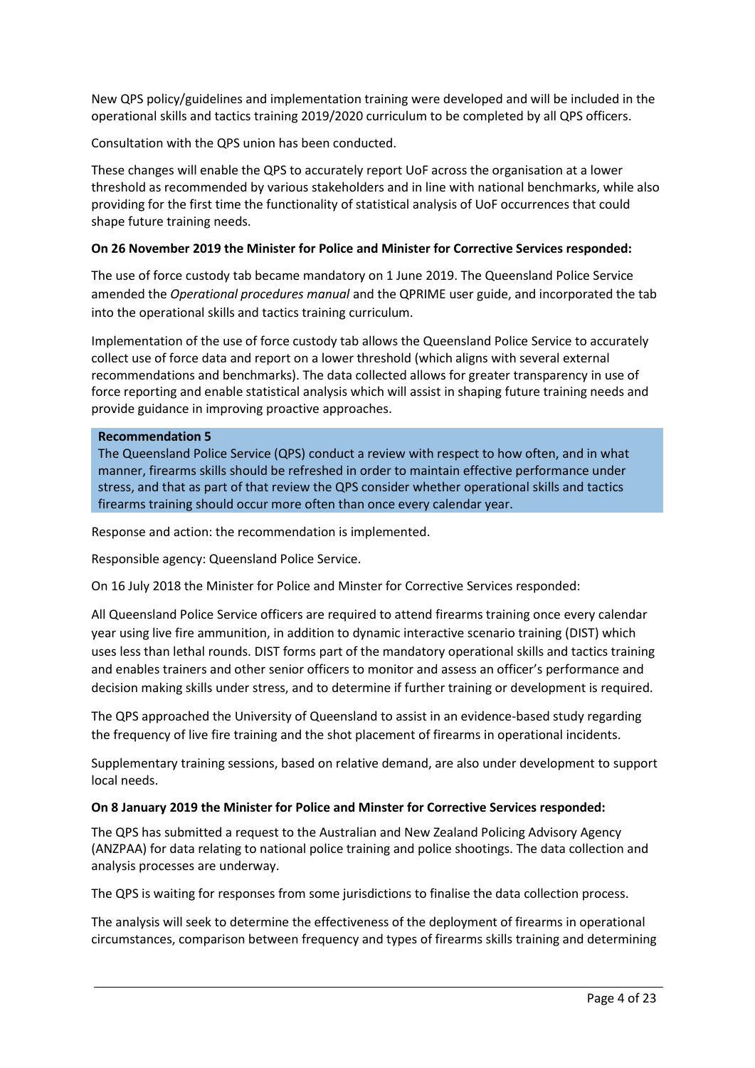New QPS policy/guidelines and implementation training were developed and will be included in the operational skills and tactics training 2019/2020 curriculum to be completed by all QPS officers.

Consultation with the QPS union has been conducted.

These changes will enable the QPS to accurately report UoF across the organisation at a lower threshold as recommended by various stakeholders and in line with national benchmarks, while also providing for the first time the functionality of statistical analysis of UoF occurrences that could shape future training needs.

**On 26 November 2019 the Minister for Police and Minister for Corrective Services responded:**

The use of force custody tab became mandatory on 1 June 2019. The Queensland Police Service amended the *Operational procedures manual* and the QPRIME user guide, and incorporated the tab into the operational skills and tactics training curriculum.

Implementation of the use of force custody tab allows the Queensland Police Service to accurately collect use of force data and report on a lower threshold (which aligns with several external recommendations and benchmarks). The data collected allows for greater transparency in use of force reporting and enable statistical analysis which will assist in shaping future training needs and provide guidance in improving proactive approaches.

**Recommendation 5**

The Queensland Police Service (QPS) conduct a review with respect to how often, and in what manner, firearms skills should be refreshed in order to maintain effective performance under stress, and that as part of that review the QPS consider whether operational skills and tactics firearms training should occur more often than once every calendar year.

Response and action: the recommendation is implemented.

Responsible agency: Queensland Police Service.

On 16 July 2018 the Minister for Police and Minster for Corrective Services responded:

All Queensland Police Service officers are required to attend firearms training once every calendar year using live fire ammunition, in addition to dynamic interactive scenario training (DIST) which uses less than lethal rounds. DIST forms part of the mandatory operational skills and tactics training and enables trainers and other senior officers to monitor and assess an officer's performance and decision making skills under stress, and to determine if further training or development is required.

The QPS approached the University of Queensland to assist in an evidence-based study regarding the frequency of live fire training and the shot placement of firearms in operational incidents.

Supplementary training sessions, based on relative demand, are also under development to support local needs.

**On 8 January 2019 the Minister for Police and Minster for Corrective Services responded:**

The QPS has submitted a request to the Australian and New Zealand Policing Advisory Agency (ANZPAA) for data relating to national police training and police shootings. The data collection and analysis processes are underway.

The QPS is waiting for responses from some jurisdictions to finalise the data collection process.

The analysis will seek to determine the effectiveness of the deployment of firearms in operational circumstances, comparison between frequency and types of firearms skills training and determining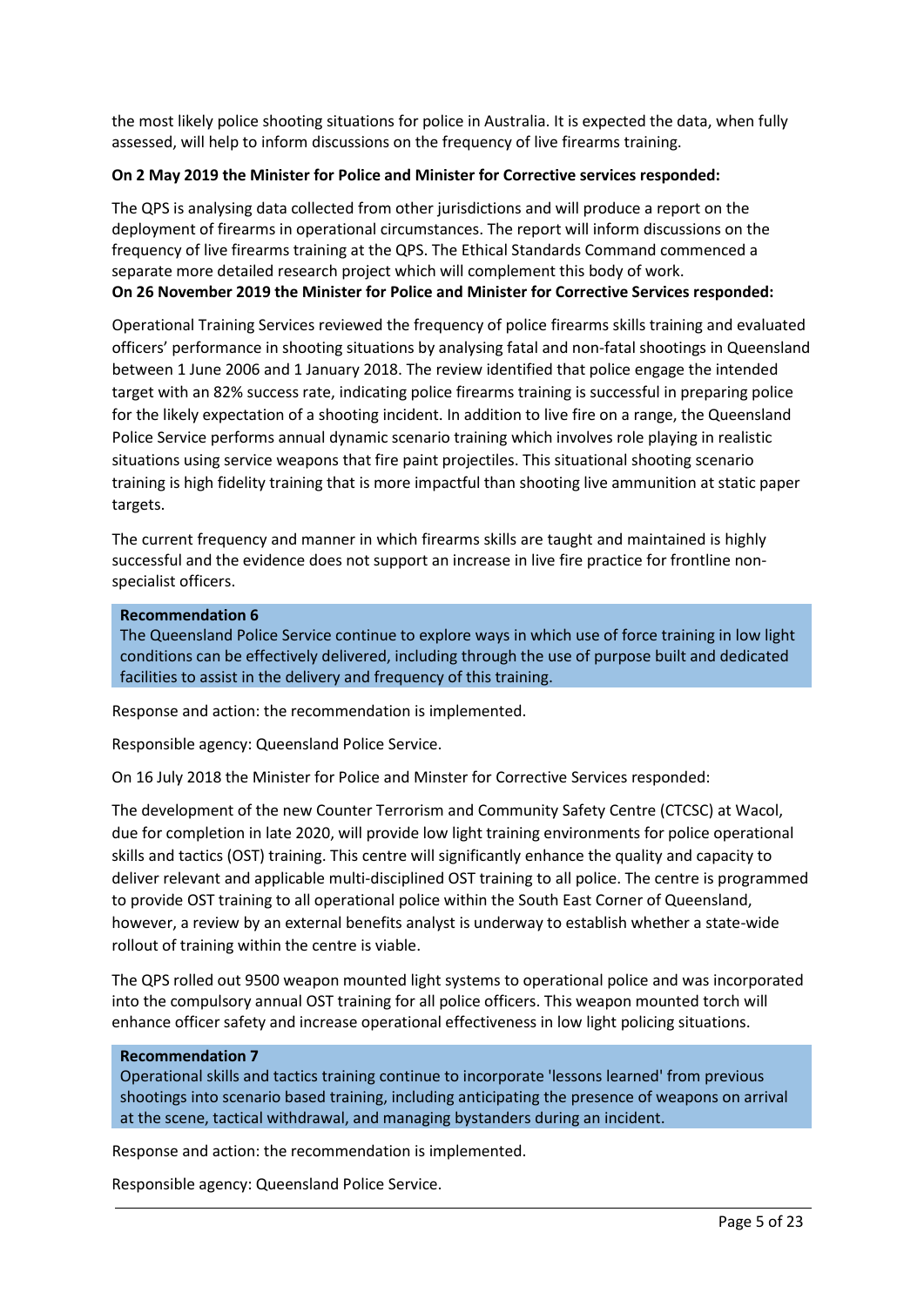the most likely police shooting situations for police in Australia. It is expected the data, when fully assessed, will help to inform discussions on the frequency of live firearms training.

**On 2 May 2019 the Minister for Police and Minister for Corrective services responded:**

The QPS is analysing data collected from other jurisdictions and will produce a report on the deployment of firearms in operational circumstances. The report will inform discussions on the frequency of live firearms training at the QPS. The Ethical Standards Command commenced a separate more detailed research project which will complement this body of work.

**On 26 November 2019 the Minister for Police and Minister for Corrective Services responded:**

Operational Training Services reviewed the frequency of police firearms skills training and evaluated officers' performance in shooting situations by analysing fatal and non-fatal shootings in Queensland between 1 June 2006 and 1 January 2018. The review identified that police engage the intended target with an 82% success rate, indicating police firearms training is successful in preparing police for the likely expectation of a shooting incident. In addition to live fire on a range, the Queensland Police Service performs annual dynamic scenario training which involves role playing in realistic situations using service weapons that fire paint projectiles. This situational shooting scenario training is high fidelity training that is more impactful than shooting live ammunition at static paper targets.

The current frequency and manner in which firearms skills are taught and maintained is highly successful and the evidence does not support an increase in live fire practice for frontline non-specialist officers.

**Recommendation 6**
The Queensland Police Service continue to explore ways in which use of force training in low light conditions can be effectively delivered, including through the use of purpose built and dedicated facilities to assist in the delivery and frequency of this training.

Response and action: the recommendation is implemented.

Responsible agency: Queensland Police Service.

On 16 July 2018 the Minister for Police and Minster for Corrective Services responded:

The development of the new Counter Terrorism and Community Safety Centre (CTCSC) at Wacol, due for completion in late 2020, will provide low light training environments for police operational skills and tactics (OST) training. This centre will significantly enhance the quality and capacity to deliver relevant and applicable multi-disciplined OST training to all police. The centre is programmed to provide OST training to all operational police within the South East Corner of Queensland, however, a review by an external benefits analyst is underway to establish whether a state-wide rollout of training within the centre is viable.

The QPS rolled out 9500 weapon mounted light systems to operational police and was incorporated into the compulsory annual OST training for all police officers. This weapon mounted torch will enhance officer safety and increase operational effectiveness in low light policing situations.

**Recommendation 7**
Operational skills and tactics training continue to incorporate 'lessons learned' from previous shootings into scenario based training, including anticipating the presence of weapons on arrival at the scene, tactical withdrawal, and managing bystanders during an incident.

Response and action: the recommendation is implemented.

Responsible agency: Queensland Police Service.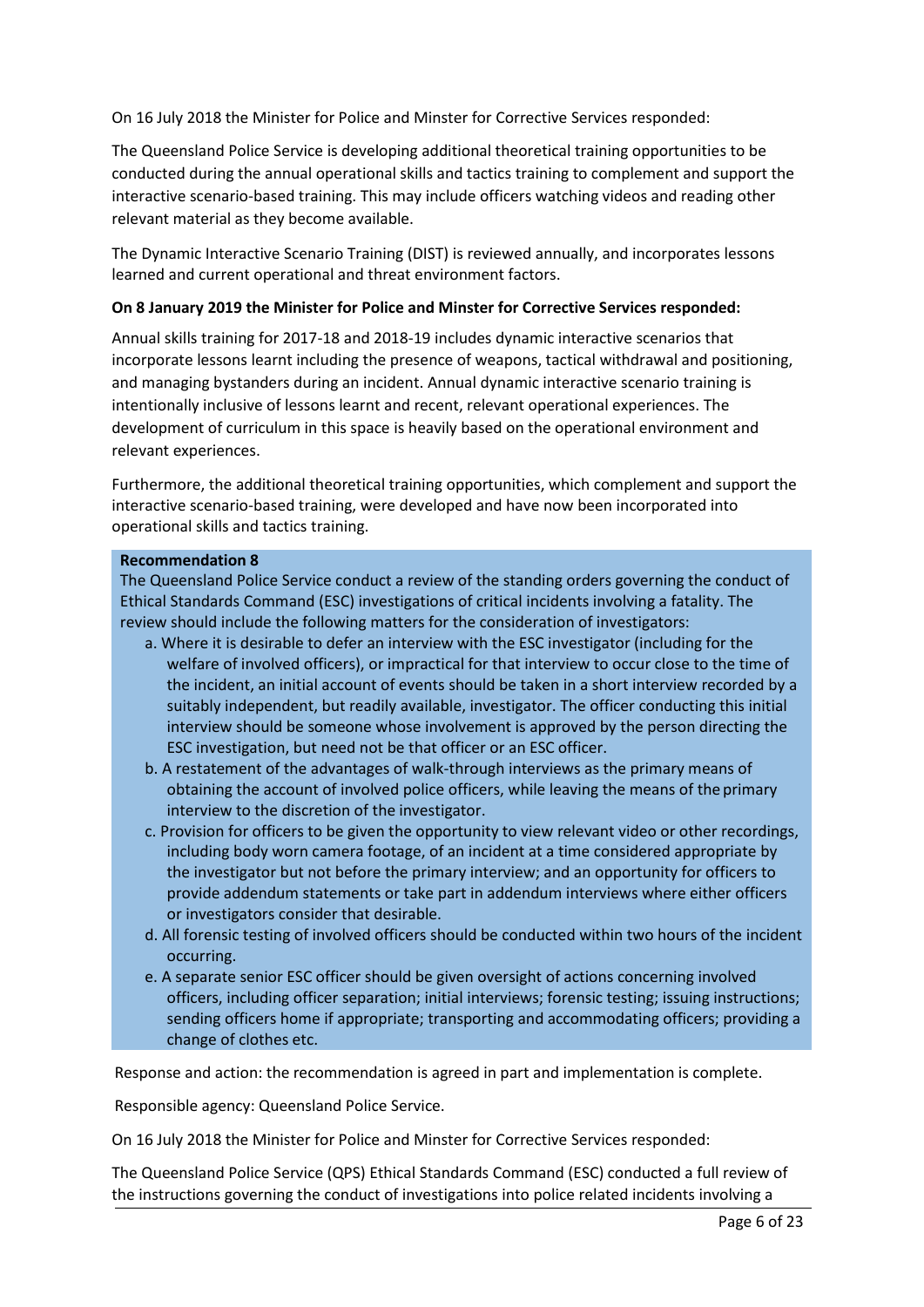On 16 July 2018 the Minister for Police and Minster for Corrective Services responded:

The Queensland Police Service is developing additional theoretical training opportunities to be conducted during the annual operational skills and tactics training to complement and support the interactive scenario-based training. This may include officers watching videos and reading other relevant material as they become available.

The Dynamic Interactive Scenario Training (DIST) is reviewed annually, and incorporates lessons learned and current operational and threat environment factors.

**On 8 January 2019 the Minister for Police and Minster for Corrective Services responded:**

Annual skills training for 2017-18 and 2018-19 includes dynamic interactive scenarios that incorporate lessons learnt including the presence of weapons, tactical withdrawal and positioning, and managing bystanders during an incident. Annual dynamic interactive scenario training is intentionally inclusive of lessons learnt and recent, relevant operational experiences. The development of curriculum in this space is heavily based on the operational environment and relevant experiences.

Furthermore, the additional theoretical training opportunities, which complement and support the interactive scenario-based training, were developed and have now been incorporated into operational skills and tactics training.

**Recommendation 8**

The Queensland Police Service conduct a review of the standing orders governing the conduct of Ethical Standards Command (ESC) investigations of critical incidents involving a fatality. The review should include the following matters for the consideration of investigators:

a. Where it is desirable to defer an interview with the ESC investigator (including for the welfare of involved officers), or impractical for that interview to occur close to the time of the incident, an initial account of events should be taken in a short interview recorded by a suitably independent, but readily available, investigator. The officer conducting this initial interview should be someone whose involvement is approved by the person directing the ESC investigation, but need not be that officer or an ESC officer.

b. A restatement of the advantages of walk-through interviews as the primary means of obtaining the account of involved police officers, while leaving the means of the primary interview to the discretion of the investigator.

c. Provision for officers to be given the opportunity to view relevant video or other recordings, including body worn camera footage, of an incident at a time considered appropriate by the investigator but not before the primary interview; and an opportunity for officers to provide addendum statements or take part in addendum interviews where either officers or investigators consider that desirable.

d. All forensic testing of involved officers should be conducted within two hours of the incident occurring.

e. A separate senior ESC officer should be given oversight of actions concerning involved officers, including officer separation; initial interviews; forensic testing; issuing instructions; sending officers home if appropriate; transporting and accommodating officers; providing a change of clothes etc.

Response and action: the recommendation is agreed in part and implementation is complete.

Responsible agency: Queensland Police Service.

On 16 July 2018 the Minister for Police and Minster for Corrective Services responded:

The Queensland Police Service (QPS) Ethical Standards Command (ESC) conducted a full review of the instructions governing the conduct of investigations into police related incidents involving a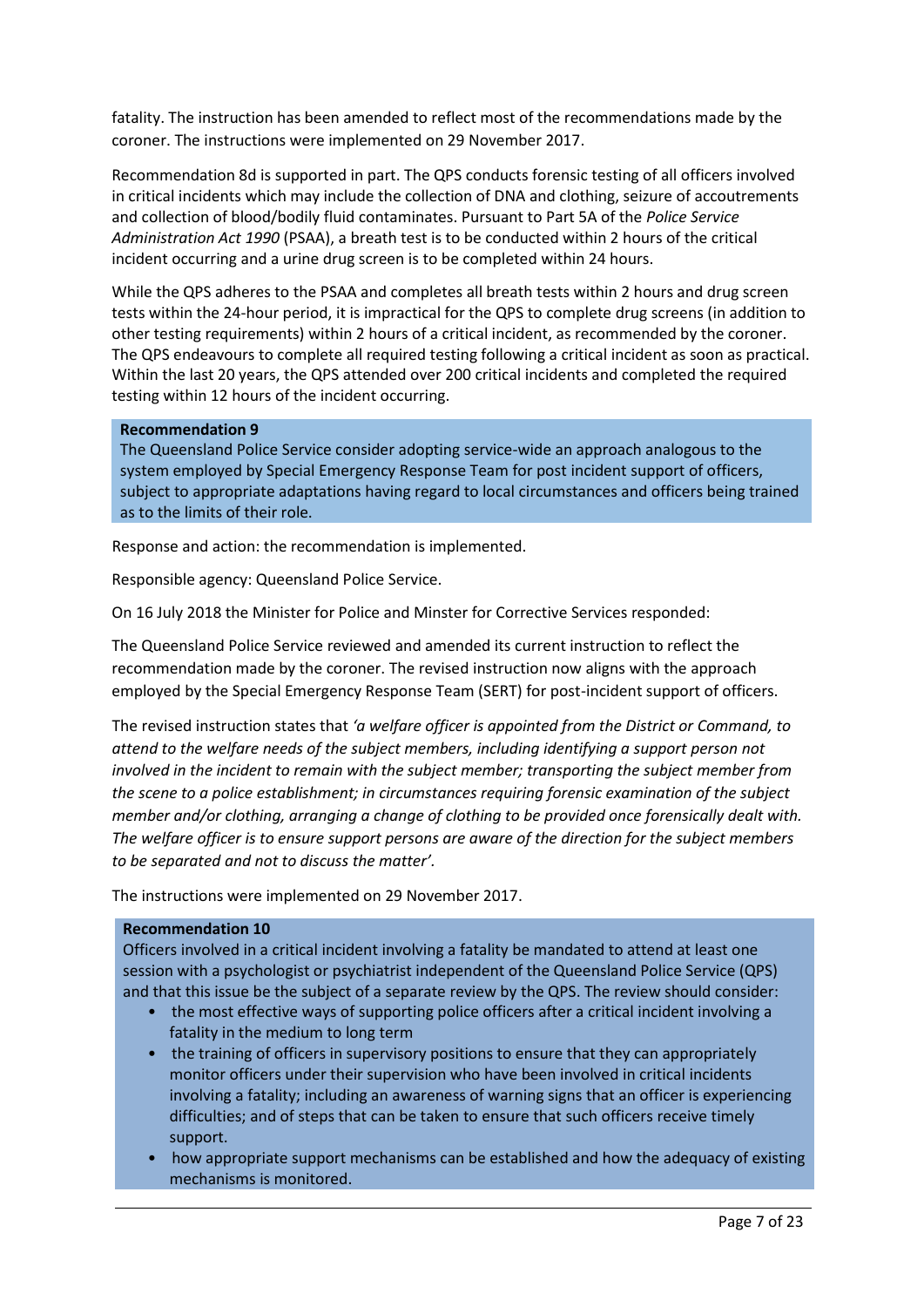fatality. The instruction has been amended to reflect most of the recommendations made by the coroner. The instructions were implemented on 29 November 2017.

Recommendation 8d is supported in part. The QPS conducts forensic testing of all officers involved in critical incidents which may include the collection of DNA and clothing, seizure of accoutrements and collection of blood/bodily fluid contaminates. Pursuant to Part 5A of the *Police Service Administration Act 1990* (PSAA), a breath test is to be conducted within 2 hours of the critical incident occurring and a urine drug screen is to be completed within 24 hours.

While the QPS adheres to the PSAA and completes all breath tests within 2 hours and drug screen tests within the 24-hour period, it is impractical for the QPS to complete drug screens (in addition to other testing requirements) within 2 hours of a critical incident, as recommended by the coroner. The QPS endeavours to complete all required testing following a critical incident as soon as practical. Within the last 20 years, the QPS attended over 200 critical incidents and completed the required testing within 12 hours of the incident occurring.

**Recommendation 9**

The Queensland Police Service consider adopting service-wide an approach analogous to the system employed by Special Emergency Response Team for post incident support of officers, subject to appropriate adaptations having regard to local circumstances and officers being trained as to the limits of their role.

Response and action: the recommendation is implemented.

Responsible agency: Queensland Police Service.

On 16 July 2018 the Minister for Police and Minster for Corrective Services responded:

The Queensland Police Service reviewed and amended its current instruction to reflect the recommendation made by the coroner. The revised instruction now aligns with the approach employed by the Special Emergency Response Team (SERT) for post-incident support of officers.

The revised instruction states that *'a welfare officer is appointed from the District or Command, to attend to the welfare needs of the subject members, including identifying a support person not involved in the incident to remain with the subject member; transporting the subject member from the scene to a police establishment; in circumstances requiring forensic examination of the subject member and/or clothing, arranging a change of clothing to be provided once forensically dealt with. The welfare officer is to ensure support persons are aware of the direction for the subject members to be separated and not to discuss the matter'.*

The instructions were implemented on 29 November 2017.

**Recommendation 10**

Officers involved in a critical incident involving a fatality be mandated to attend at least one session with a psychologist or psychiatrist independent of the Queensland Police Service (QPS) and that this issue be the subject of a separate review by the QPS. The review should consider:

- the most effective ways of supporting police officers after a critical incident involving a fatality in the medium to long term
- the training of officers in supervisory positions to ensure that they can appropriately monitor officers under their supervision who have been involved in critical incidents involving a fatality; including an awareness of warning signs that an officer is experiencing difficulties; and of steps that can be taken to ensure that such officers receive timely support.
- how appropriate support mechanisms can be established and how the adequacy of existing mechanisms is monitored.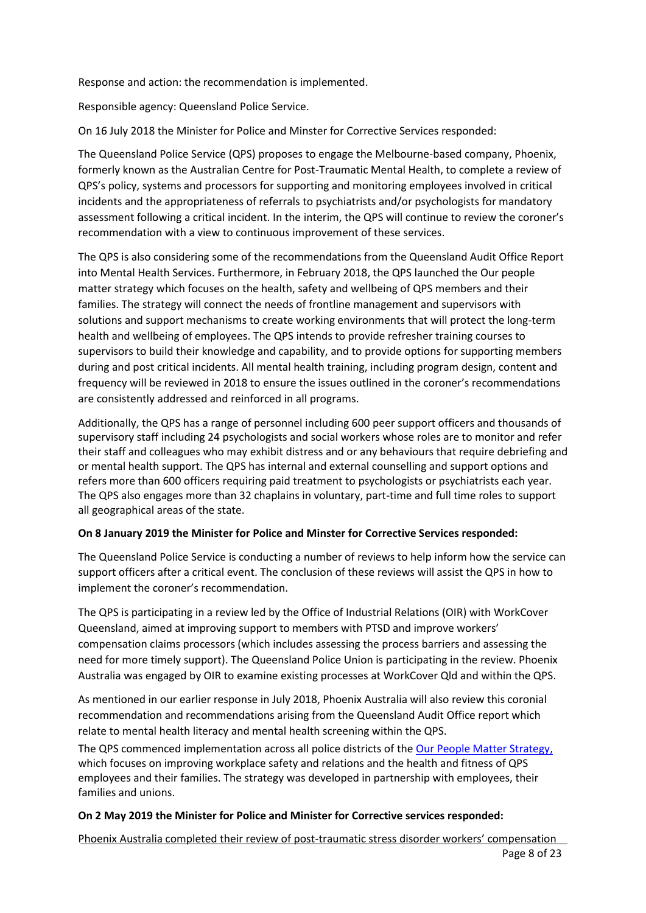Response and action: the recommendation is implemented.

Responsible agency: Queensland Police Service.

On 16 July 2018 the Minister for Police and Minster for Corrective Services responded:

The Queensland Police Service (QPS) proposes to engage the Melbourne-based company, Phoenix, formerly known as the Australian Centre for Post-Traumatic Mental Health, to complete a review of QPS's policy, systems and processors for supporting and monitoring employees involved in critical incidents and the appropriateness of referrals to psychiatrists and/or psychologists for mandatory assessment following a critical incident. In the interim, the QPS will continue to review the coroner's recommendation with a view to continuous improvement of these services.

The QPS is also considering some of the recommendations from the Queensland Audit Office Report into Mental Health Services. Furthermore, in February 2018, the QPS launched the Our people matter strategy which focuses on the health, safety and wellbeing of QPS members and their families. The strategy will connect the needs of frontline management and supervisors with solutions and support mechanisms to create working environments that will protect the long-term health and wellbeing of employees. The QPS intends to provide refresher training courses to supervisors to build their knowledge and capability, and to provide options for supporting members during and post critical incidents. All mental health training, including program design, content and frequency will be reviewed in 2018 to ensure the issues outlined in the coroner's recommendations are consistently addressed and reinforced in all programs.

Additionally, the QPS has a range of personnel including 600 peer support officers and thousands of supervisory staff including 24 psychologists and social workers whose roles are to monitor and refer their staff and colleagues who may exhibit distress and or any behaviours that require debriefing and or mental health support. The QPS has internal and external counselling and support options and refers more than 600 officers requiring paid treatment to psychologists or psychiatrists each year. The QPS also engages more than 32 chaplains in voluntary, part-time and full time roles to support all geographical areas of the state.

**On 8 January 2019 the Minister for Police and Minster for Corrective Services responded:**

The Queensland Police Service is conducting a number of reviews to help inform how the service can support officers after a critical event. The conclusion of these reviews will assist the QPS in how to implement the coroner's recommendation.

The QPS is participating in a review led by the Office of Industrial Relations (OIR) with WorkCover Queensland, aimed at improving support to members with PTSD and improve workers' compensation claims processors (which includes assessing the process barriers and assessing the need for more timely support). The Queensland Police Union is participating in the review. Phoenix Australia was engaged by OIR to examine existing processes at WorkCover Qld and within the QPS.

As mentioned in our earlier response in July 2018, Phoenix Australia will also review this coronial recommendation and recommendations arising from the Queensland Audit Office report which relate to mental health literacy and mental health screening within the QPS.

The QPS commenced implementation across all police districts of the [Our People Matter Strategy,](#) which focuses on improving workplace safety and relations and the health and fitness of QPS employees and their families. The strategy was developed in partnership with employees, their families and unions.

**On 2 May 2019 the Minister for Police and Minister for Corrective services responded:**

Phoenix Australia completed their review of post-traumatic stress disorder workers' compensation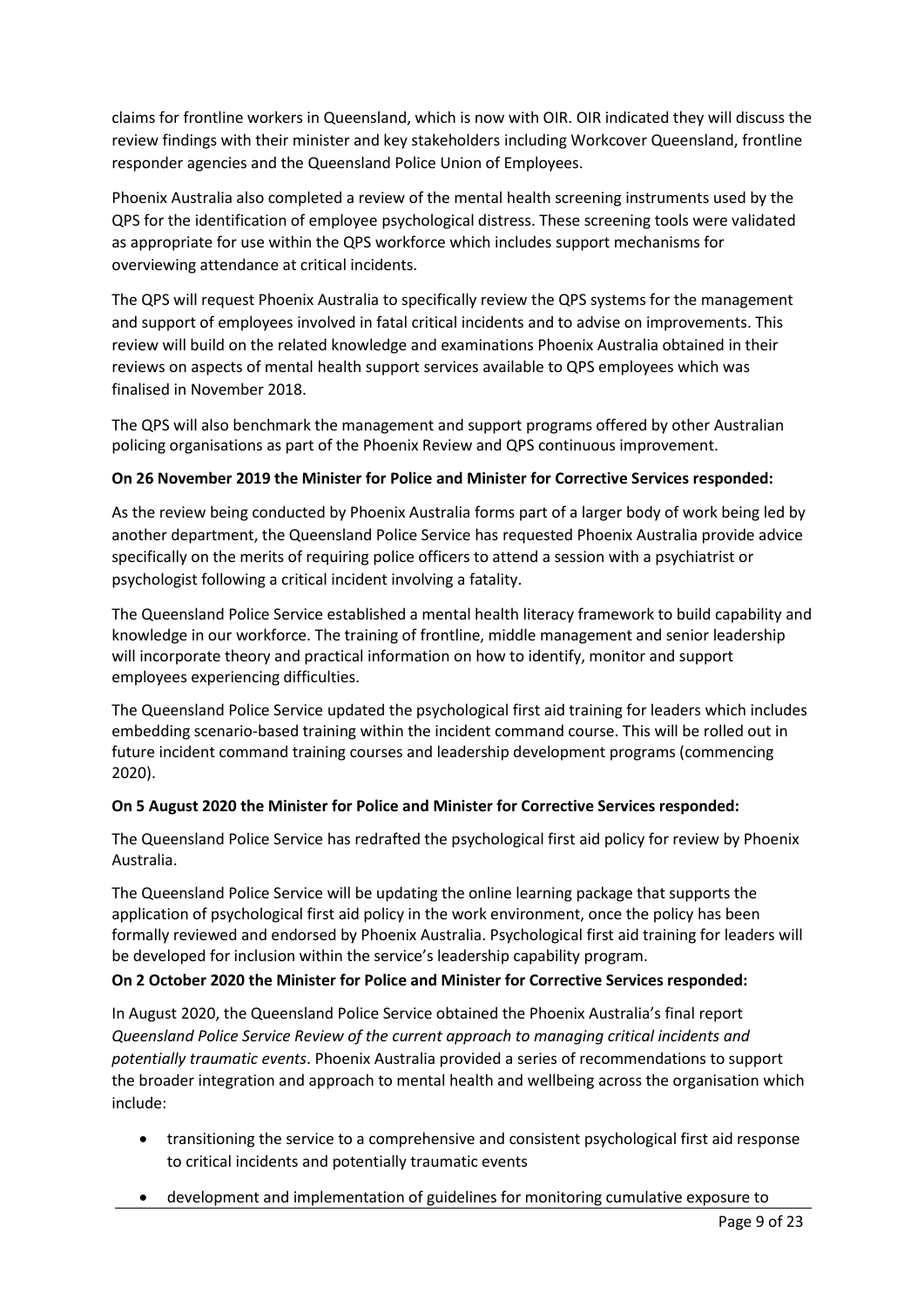claims for frontline workers in Queensland, which is now with OIR. OIR indicated they will discuss the review findings with their minister and key stakeholders including Workcover Queensland, frontline responder agencies and the Queensland Police Union of Employees.

Phoenix Australia also completed a review of the mental health screening instruments used by the QPS for the identification of employee psychological distress. These screening tools were validated as appropriate for use within the QPS workforce which includes support mechanisms for overviewing attendance at critical incidents.

The QPS will request Phoenix Australia to specifically review the QPS systems for the management and support of employees involved in fatal critical incidents and to advise on improvements. This review will build on the related knowledge and examinations Phoenix Australia obtained in their reviews on aspects of mental health support services available to QPS employees which was finalised in November 2018.

The QPS will also benchmark the management and support programs offered by other Australian policing organisations as part of the Phoenix Review and QPS continuous improvement.

**On 26 November 2019 the Minister for Police and Minister for Corrective Services responded:**

As the review being conducted by Phoenix Australia forms part of a larger body of work being led by another department, the Queensland Police Service has requested Phoenix Australia provide advice specifically on the merits of requiring police officers to attend a session with a psychiatrist or psychologist following a critical incident involving a fatality.

The Queensland Police Service established a mental health literacy framework to build capability and knowledge in our workforce. The training of frontline, middle management and senior leadership will incorporate theory and practical information on how to identify, monitor and support employees experiencing difficulties.

The Queensland Police Service updated the psychological first aid training for leaders which includes embedding scenario-based training within the incident command course. This will be rolled out in future incident command training courses and leadership development programs (commencing 2020).

**On 5 August 2020 the Minister for Police and Minister for Corrective Services responded:**

The Queensland Police Service has redrafted the psychological first aid policy for review by Phoenix Australia.

The Queensland Police Service will be updating the online learning package that supports the application of psychological first aid policy in the work environment, once the policy has been formally reviewed and endorsed by Phoenix Australia. Psychological first aid training for leaders will be developed for inclusion within the service's leadership capability program.

**On 2 October 2020 the Minister for Police and Minister for Corrective Services responded:**

In August 2020, the Queensland Police Service obtained the Phoenix Australia's final report *Queensland Police Service Review of the current approach to managing critical incidents and potentially traumatic events*. Phoenix Australia provided a series of recommendations to support the broader integration and approach to mental health and wellbeing across the organisation which include:

- transitioning the service to a comprehensive and consistent psychological first aid response to critical incidents and potentially traumatic events
- development and implementation of guidelines for monitoring cumulative exposure to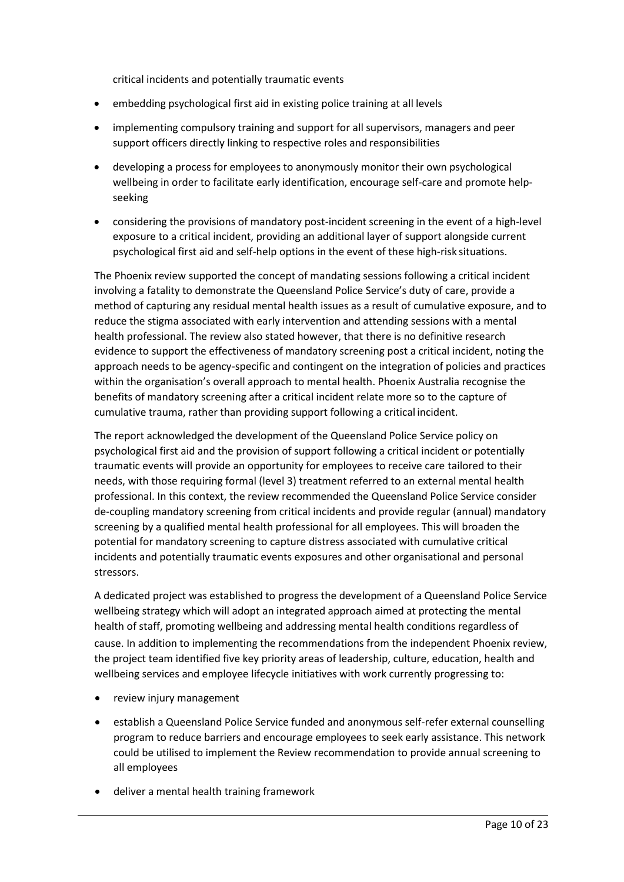critical incidents and potentially traumatic events

- embedding psychological first aid in existing police training at all levels
- implementing compulsory training and support for all supervisors, managers and peer support officers directly linking to respective roles and responsibilities
- developing a process for employees to anonymously monitor their own psychological wellbeing in order to facilitate early identification, encourage self-care and promote help-seeking
- considering the provisions of mandatory post-incident screening in the event of a high-level exposure to a critical incident, providing an additional layer of support alongside current psychological first aid and self-help options in the event of these high-risk situations.

The Phoenix review supported the concept of mandating sessions following a critical incident involving a fatality to demonstrate the Queensland Police Service's duty of care, provide a method of capturing any residual mental health issues as a result of cumulative exposure, and to reduce the stigma associated with early intervention and attending sessions with a mental health professional. The review also stated however, that there is no definitive research evidence to support the effectiveness of mandatory screening post a critical incident, noting the approach needs to be agency-specific and contingent on the integration of policies and practices within the organisation's overall approach to mental health. Phoenix Australia recognise the benefits of mandatory screening after a critical incident relate more so to the capture of cumulative trauma, rather than providing support following a critical incident.

The report acknowledged the development of the Queensland Police Service policy on psychological first aid and the provision of support following a critical incident or potentially traumatic events will provide an opportunity for employees to receive care tailored to their needs, with those requiring formal (level 3) treatment referred to an external mental health professional. In this context, the review recommended the Queensland Police Service consider de-coupling mandatory screening from critical incidents and provide regular (annual) mandatory screening by a qualified mental health professional for all employees. This will broaden the potential for mandatory screening to capture distress associated with cumulative critical incidents and potentially traumatic events exposures and other organisational and personal stressors.

A dedicated project was established to progress the development of a Queensland Police Service wellbeing strategy which will adopt an integrated approach aimed at protecting the mental health of staff, promoting wellbeing and addressing mental health conditions regardless of cause. In addition to implementing the recommendations from the independent Phoenix review, the project team identified five key priority areas of leadership, culture, education, health and wellbeing services and employee lifecycle initiatives with work currently progressing to:

- review injury management
- establish a Queensland Police Service funded and anonymous self-refer external counselling program to reduce barriers and encourage employees to seek early assistance. This network could be utilised to implement the Review recommendation to provide annual screening to all employees
- deliver a mental health training framework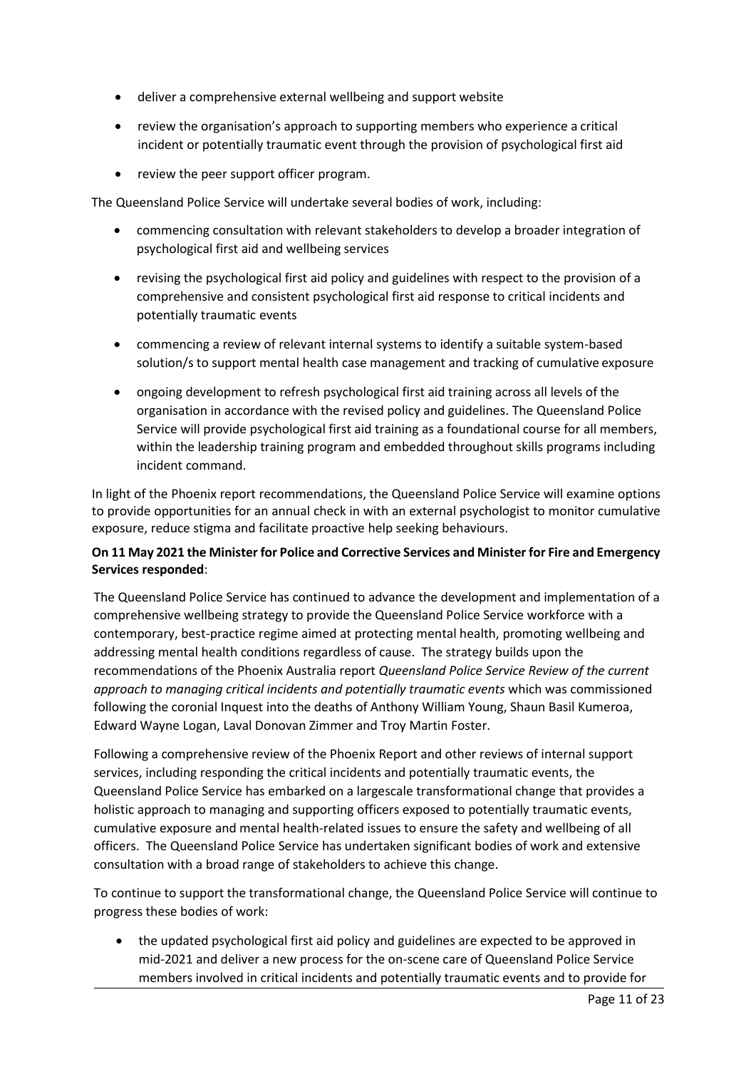- deliver a comprehensive external wellbeing and support website
- review the organisation's approach to supporting members who experience a critical incident or potentially traumatic event through the provision of psychological first aid
- review the peer support officer program.

The Queensland Police Service will undertake several bodies of work, including:

- commencing consultation with relevant stakeholders to develop a broader integration of psychological first aid and wellbeing services
- revising the psychological first aid policy and guidelines with respect to the provision of a comprehensive and consistent psychological first aid response to critical incidents and potentially traumatic events
- commencing a review of relevant internal systems to identify a suitable system-based solution/s to support mental health case management and tracking of cumulative exposure
- ongoing development to refresh psychological first aid training across all levels of the organisation in accordance with the revised policy and guidelines. The Queensland Police Service will provide psychological first aid training as a foundational course for all members, within the leadership training program and embedded throughout skills programs including incident command.

In light of the Phoenix report recommendations, the Queensland Police Service will examine options to provide opportunities for an annual check in with an external psychologist to monitor cumulative exposure, reduce stigma and facilitate proactive help seeking behaviours.

**On 11 May 2021 the Minister for Police and Corrective Services and Minister for Fire and Emergency Services responded**:

The Queensland Police Service has continued to advance the development and implementation of a comprehensive wellbeing strategy to provide the Queensland Police Service workforce with a contemporary, best-practice regime aimed at protecting mental health, promoting wellbeing and addressing mental health conditions regardless of cause. The strategy builds upon the recommendations of the Phoenix Australia report *Queensland Police Service Review of the current approach to managing critical incidents and potentially traumatic events* which was commissioned following the coronial Inquest into the deaths of Anthony William Young, Shaun Basil Kumeroa, Edward Wayne Logan, Laval Donovan Zimmer and Troy Martin Foster.

Following a comprehensive review of the Phoenix Report and other reviews of internal support services, including responding the critical incidents and potentially traumatic events, the Queensland Police Service has embarked on a largescale transformational change that provides a holistic approach to managing and supporting officers exposed to potentially traumatic events, cumulative exposure and mental health-related issues to ensure the safety and wellbeing of all officers. The Queensland Police Service has undertaken significant bodies of work and extensive consultation with a broad range of stakeholders to achieve this change.

To continue to support the transformational change, the Queensland Police Service will continue to progress these bodies of work:

- the updated psychological first aid policy and guidelines are expected to be approved in mid-2021 and deliver a new process for the on-scene care of Queensland Police Service members involved in critical incidents and potentially traumatic events and to provide for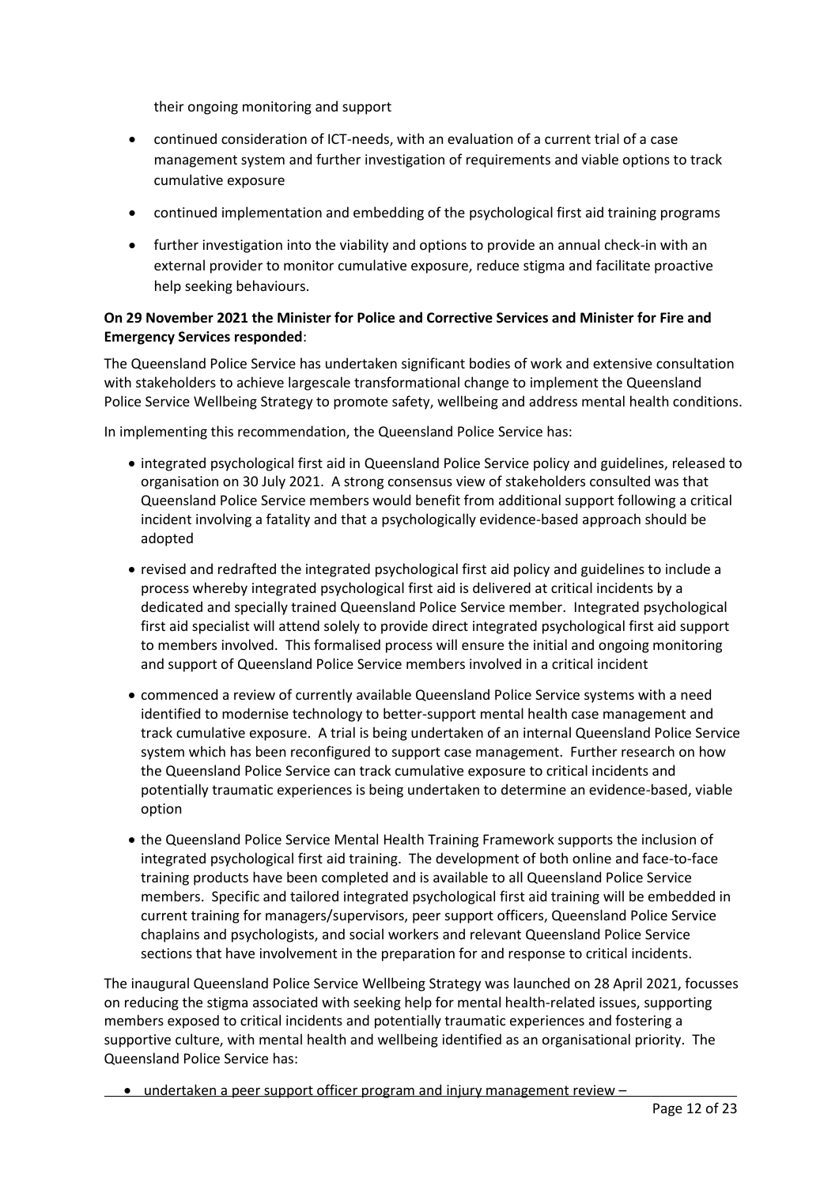their ongoing monitoring and support

- continued consideration of ICT-needs, with an evaluation of a current trial of a case management system and further investigation of requirements and viable options to track cumulative exposure
- continued implementation and embedding of the psychological first aid training programs
- further investigation into the viability and options to provide an annual check-in with an external provider to monitor cumulative exposure, reduce stigma and facilitate proactive help seeking behaviours.

**On 29 November 2021 the Minister for Police and Corrective Services and Minister for Fire and Emergency Services responded**:

The Queensland Police Service has undertaken significant bodies of work and extensive consultation with stakeholders to achieve largescale transformational change to implement the Queensland Police Service Wellbeing Strategy to promote safety, wellbeing and address mental health conditions.

In implementing this recommendation, the Queensland Police Service has:

- integrated psychological first aid in Queensland Police Service policy and guidelines, released to organisation on 30 July 2021. A strong consensus view of stakeholders consulted was that Queensland Police Service members would benefit from additional support following a critical incident involving a fatality and that a psychologically evidence-based approach should be adopted
- revised and redrafted the integrated psychological first aid policy and guidelines to include a process whereby integrated psychological first aid is delivered at critical incidents by a dedicated and specially trained Queensland Police Service member. Integrated psychological first aid specialist will attend solely to provide direct integrated psychological first aid support to members involved. This formalised process will ensure the initial and ongoing monitoring and support of Queensland Police Service members involved in a critical incident
- commenced a review of currently available Queensland Police Service systems with a need identified to modernise technology to better-support mental health case management and track cumulative exposure. A trial is being undertaken of an internal Queensland Police Service system which has been reconfigured to support case management. Further research on how the Queensland Police Service can track cumulative exposure to critical incidents and potentially traumatic experiences is being undertaken to determine an evidence-based, viable option
- the Queensland Police Service Mental Health Training Framework supports the inclusion of integrated psychological first aid training. The development of both online and face-to-face training products have been completed and is available to all Queensland Police Service members. Specific and tailored integrated psychological first aid training will be embedded in current training for managers/supervisors, peer support officers, Queensland Police Service chaplains and psychologists, and social workers and relevant Queensland Police Service sections that have involvement in the preparation for and response to critical incidents.

The inaugural Queensland Police Service Wellbeing Strategy was launched on 28 April 2021, focusses on reducing the stigma associated with seeking help for mental health-related issues, supporting members exposed to critical incidents and potentially traumatic experiences and fostering a supportive culture, with mental health and wellbeing identified as an organisational priority. The Queensland Police Service has:

- undertaken a peer support officer program and injury management review –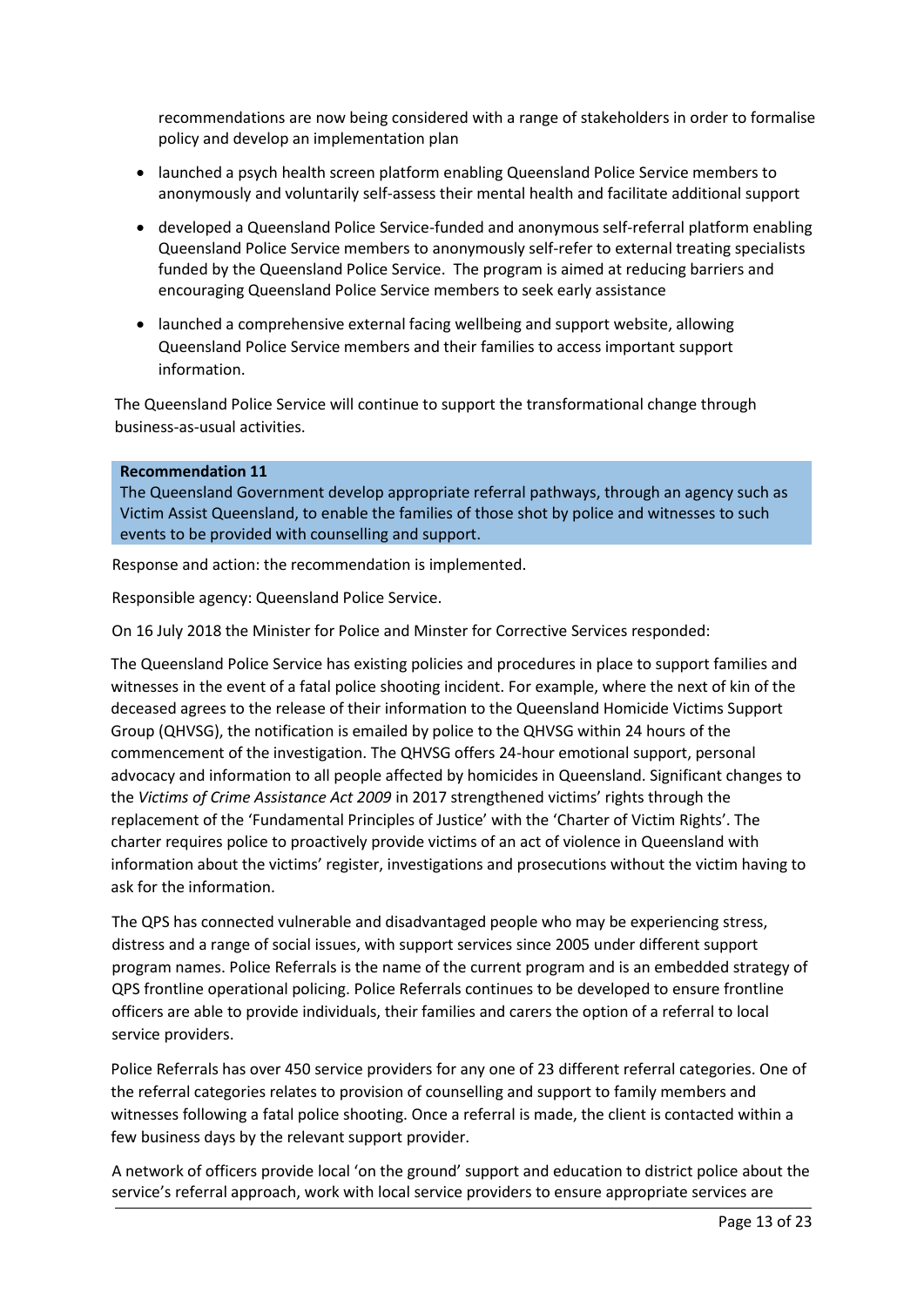recommendations are now being considered with a range of stakeholders in order to formalise policy and develop an implementation plan

- launched a psych health screen platform enabling Queensland Police Service members to anonymously and voluntarily self-assess their mental health and facilitate additional support
- developed a Queensland Police Service-funded and anonymous self-referral platform enabling Queensland Police Service members to anonymously self-refer to external treating specialists funded by the Queensland Police Service. The program is aimed at reducing barriers and encouraging Queensland Police Service members to seek early assistance
- launched a comprehensive external facing wellbeing and support website, allowing Queensland Police Service members and their families to access important support information.

The Queensland Police Service will continue to support the transformational change through business-as-usual activities.

**Recommendation 11**

The Queensland Government develop appropriate referral pathways, through an agency such as Victim Assist Queensland, to enable the families of those shot by police and witnesses to such events to be provided with counselling and support.

Response and action: the recommendation is implemented.

Responsible agency: Queensland Police Service.

On 16 July 2018 the Minister for Police and Minster for Corrective Services responded:

The Queensland Police Service has existing policies and procedures in place to support families and witnesses in the event of a fatal police shooting incident. For example, where the next of kin of the deceased agrees to the release of their information to the Queensland Homicide Victims Support Group (QHVSG), the notification is emailed by police to the QHVSG within 24 hours of the commencement of the investigation. The QHVSG offers 24-hour emotional support, personal advocacy and information to all people affected by homicides in Queensland. Significant changes to the *Victims of Crime Assistance Act 2009* in 2017 strengthened victims' rights through the replacement of the 'Fundamental Principles of Justice' with the 'Charter of Victim Rights'. The charter requires police to proactively provide victims of an act of violence in Queensland with information about the victims' register, investigations and prosecutions without the victim having to ask for the information.

The QPS has connected vulnerable and disadvantaged people who may be experiencing stress, distress and a range of social issues, with support services since 2005 under different support program names. Police Referrals is the name of the current program and is an embedded strategy of QPS frontline operational policing. Police Referrals continues to be developed to ensure frontline officers are able to provide individuals, their families and carers the option of a referral to local service providers.

Police Referrals has over 450 service providers for any one of 23 different referral categories. One of the referral categories relates to provision of counselling and support to family members and witnesses following a fatal police shooting. Once a referral is made, the client is contacted within a few business days by the relevant support provider.

A network of officers provide local 'on the ground' support and education to district police about the service's referral approach, work with local service providers to ensure appropriate services are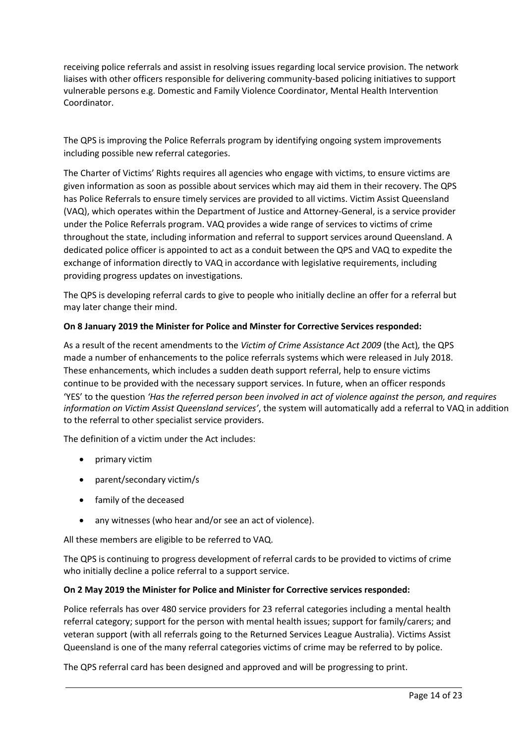receiving police referrals and assist in resolving issues regarding local service provision. The network liaises with other officers responsible for delivering community-based policing initiatives to support vulnerable persons e.g. Domestic and Family Violence Coordinator, Mental Health Intervention Coordinator.

The QPS is improving the Police Referrals program by identifying ongoing system improvements including possible new referral categories.

The Charter of Victims' Rights requires all agencies who engage with victims, to ensure victims are given information as soon as possible about services which may aid them in their recovery. The QPS has Police Referrals to ensure timely services are provided to all victims. Victim Assist Queensland (VAQ), which operates within the Department of Justice and Attorney-General, is a service provider under the Police Referrals program. VAQ provides a wide range of services to victims of crime throughout the state, including information and referral to support services around Queensland. A dedicated police officer is appointed to act as a conduit between the QPS and VAQ to expedite the exchange of information directly to VAQ in accordance with legislative requirements, including providing progress updates on investigations.

The QPS is developing referral cards to give to people who initially decline an offer for a referral but may later change their mind.

**On 8 January 2019 the Minister for Police and Minster for Corrective Services responded:**

As a result of the recent amendments to the *Victim of Crime Assistance Act 2009* (the Act)*,* the QPS made a number of enhancements to the police referrals systems which were released in July 2018. These enhancements, which includes a sudden death support referral, help to ensure victims continue to be provided with the necessary support services. In future, when an officer responds 'YES' to the question *'Has the referred person been involved in act of violence against the person, and requires information on Victim Assist Queensland services'*, the system will automatically add a referral to VAQ in addition to the referral to other specialist service providers.

The definition of a victim under the Act includes:

- primary victim
- parent/secondary victim/s
- family of the deceased
- any witnesses (who hear and/or see an act of violence).

All these members are eligible to be referred to VAQ.

The QPS is continuing to progress development of referral cards to be provided to victims of crime who initially decline a police referral to a support service.

**On 2 May 2019 the Minister for Police and Minister for Corrective services responded:**

Police referrals has over 480 service providers for 23 referral categories including a mental health referral category; support for the person with mental health issues; support for family/carers; and veteran support (with all referrals going to the Returned Services League Australia). Victims Assist Queensland is one of the many referral categories victims of crime may be referred to by police.

The QPS referral card has been designed and approved and will be progressing to print.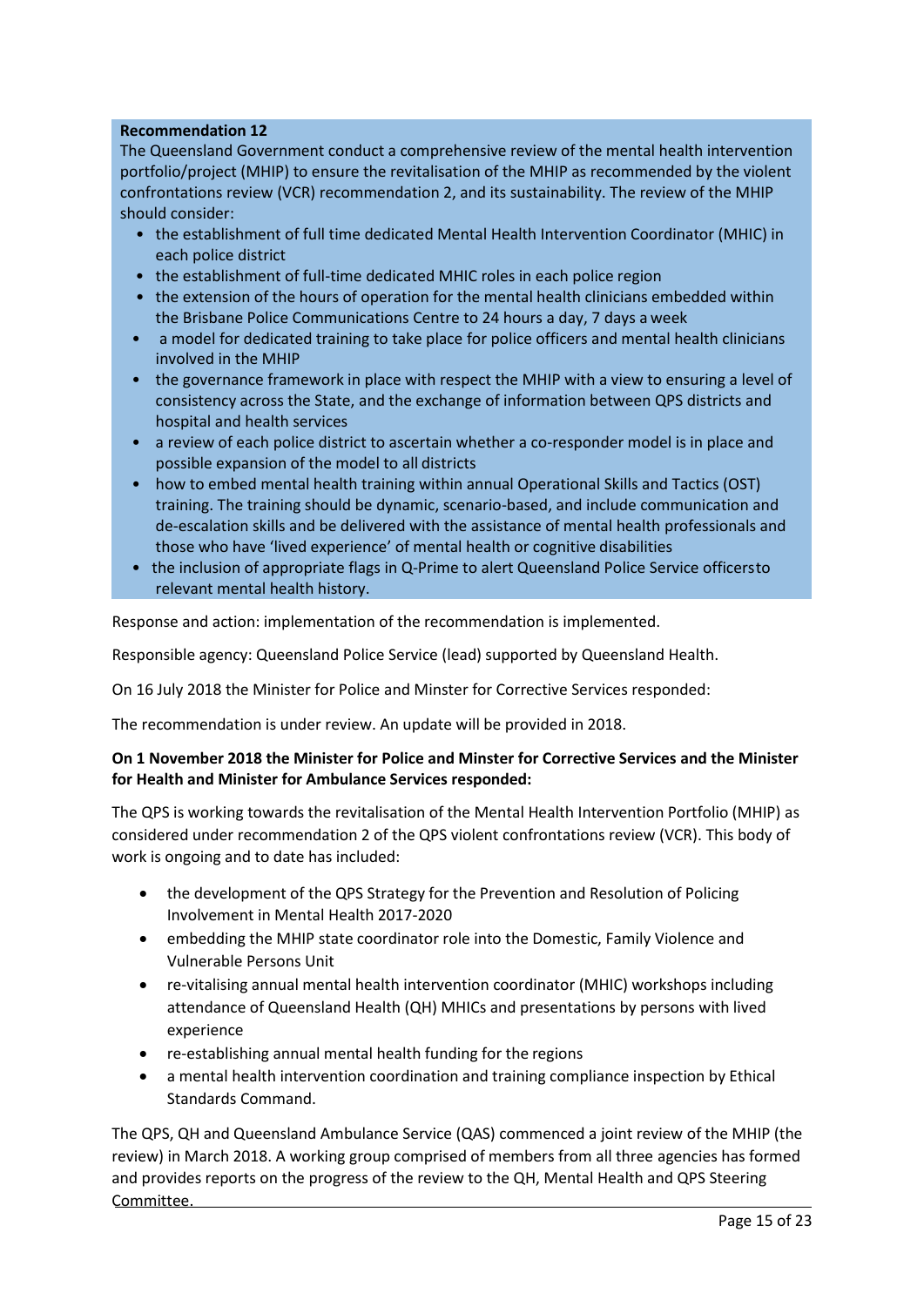**Recommendation 12**

The Queensland Government conduct a comprehensive review of the mental health intervention portfolio/project (MHIP) to ensure the revitalisation of the MHIP as recommended by the violent confrontations review (VCR) recommendation 2, and its sustainability. The review of the MHIP should consider:

- the establishment of full time dedicated Mental Health Intervention Coordinator (MHIC) in each police district
- the establishment of full-time dedicated MHIC roles in each police region
- the extension of the hours of operation for the mental health clinicians embedded within the Brisbane Police Communications Centre to 24 hours a day, 7 days a week
- a model for dedicated training to take place for police officers and mental health clinicians involved in the MHIP
- the governance framework in place with respect the MHIP with a view to ensuring a level of consistency across the State, and the exchange of information between QPS districts and hospital and health services
- a review of each police district to ascertain whether a co-responder model is in place and possible expansion of the model to all districts
- how to embed mental health training within annual Operational Skills and Tactics (OST) training. The training should be dynamic, scenario-based, and include communication and de-escalation skills and be delivered with the assistance of mental health professionals and those who have 'lived experience' of mental health or cognitive disabilities
- the inclusion of appropriate flags in Q-Prime to alert Queensland Police Service officersto relevant mental health history.

Response and action: implementation of the recommendation is implemented.

Responsible agency: Queensland Police Service (lead) supported by Queensland Health.

On 16 July 2018 the Minister for Police and Minster for Corrective Services responded:

The recommendation is under review. An update will be provided in 2018.

**On 1 November 2018 the Minister for Police and Minster for Corrective Services and the Minister for Health and Minister for Ambulance Services responded:**

The QPS is working towards the revitalisation of the Mental Health Intervention Portfolio (MHIP) as considered under recommendation 2 of the QPS violent confrontations review (VCR). This body of work is ongoing and to date has included:

- the development of the QPS Strategy for the Prevention and Resolution of Policing Involvement in Mental Health 2017-2020
- embedding the MHIP state coordinator role into the Domestic, Family Violence and Vulnerable Persons Unit
- re-vitalising annual mental health intervention coordinator (MHIC) workshops including attendance of Queensland Health (QH) MHICs and presentations by persons with lived experience
- re-establishing annual mental health funding for the regions
- a mental health intervention coordination and training compliance inspection by Ethical Standards Command.

The QPS, QH and Queensland Ambulance Service (QAS) commenced a joint review of the MHIP (the review) in March 2018. A working group comprised of members from all three agencies has formed and provides reports on the progress of the review to the QH, Mental Health and QPS Steering Committee.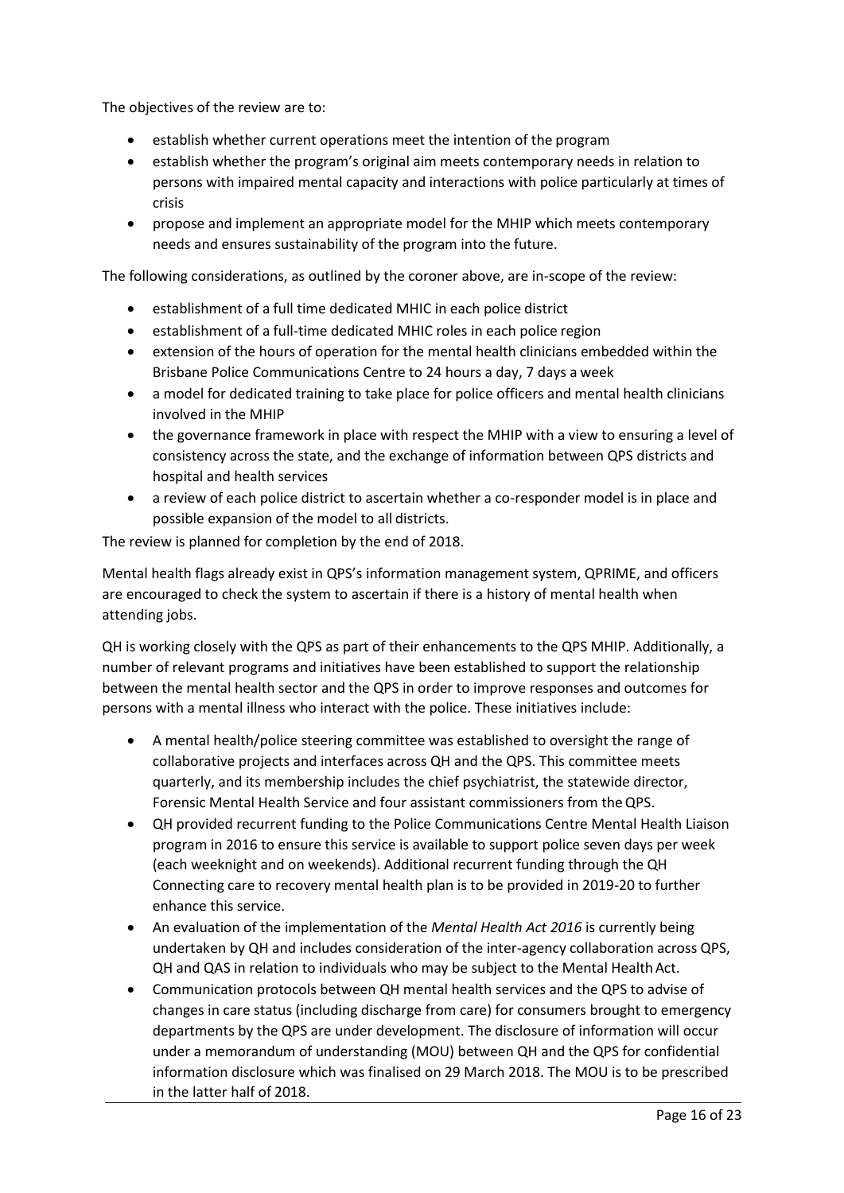The objectives of the review are to:

- establish whether current operations meet the intention of the program
- establish whether the program's original aim meets contemporary needs in relation to persons with impaired mental capacity and interactions with police particularly at times of crisis
- propose and implement an appropriate model for the MHIP which meets contemporary needs and ensures sustainability of the program into the future.

The following considerations, as outlined by the coroner above, are in-scope of the review:

- establishment of a full time dedicated MHIC in each police district
- establishment of a full-time dedicated MHIC roles in each police region
- extension of the hours of operation for the mental health clinicians embedded within the Brisbane Police Communications Centre to 24 hours a day, 7 days a week
- a model for dedicated training to take place for police officers and mental health clinicians involved in the MHIP
- the governance framework in place with respect the MHIP with a view to ensuring a level of consistency across the state, and the exchange of information between QPS districts and hospital and health services
- a review of each police district to ascertain whether a co-responder model is in place and possible expansion of the model to all districts.

The review is planned for completion by the end of 2018.

Mental health flags already exist in QPS's information management system, QPRIME, and officers are encouraged to check the system to ascertain if there is a history of mental health when attending jobs.

QH is working closely with the QPS as part of their enhancements to the QPS MHIP. Additionally, a number of relevant programs and initiatives have been established to support the relationship between the mental health sector and the QPS in order to improve responses and outcomes for persons with a mental illness who interact with the police. These initiatives include:

- A mental health/police steering committee was established to oversight the range of collaborative projects and interfaces across QH and the QPS. This committee meets quarterly, and its membership includes the chief psychiatrist, the statewide director, Forensic Mental Health Service and four assistant commissioners from the QPS.
- QH provided recurrent funding to the Police Communications Centre Mental Health Liaison program in 2016 to ensure this service is available to support police seven days per week (each weeknight and on weekends). Additional recurrent funding through the QH Connecting care to recovery mental health plan is to be provided in 2019-20 to further enhance this service.
- An evaluation of the implementation of the *Mental Health Act 2016* is currently being undertaken by QH and includes consideration of the inter-agency collaboration across QPS, QH and QAS in relation to individuals who may be subject to the Mental Health Act.
- Communication protocols between QH mental health services and the QPS to advise of changes in care status (including discharge from care) for consumers brought to emergency departments by the QPS are under development. The disclosure of information will occur under a memorandum of understanding (MOU) between QH and the QPS for confidential information disclosure which was finalised on 29 March 2018. The MOU is to be prescribed in the latter half of 2018.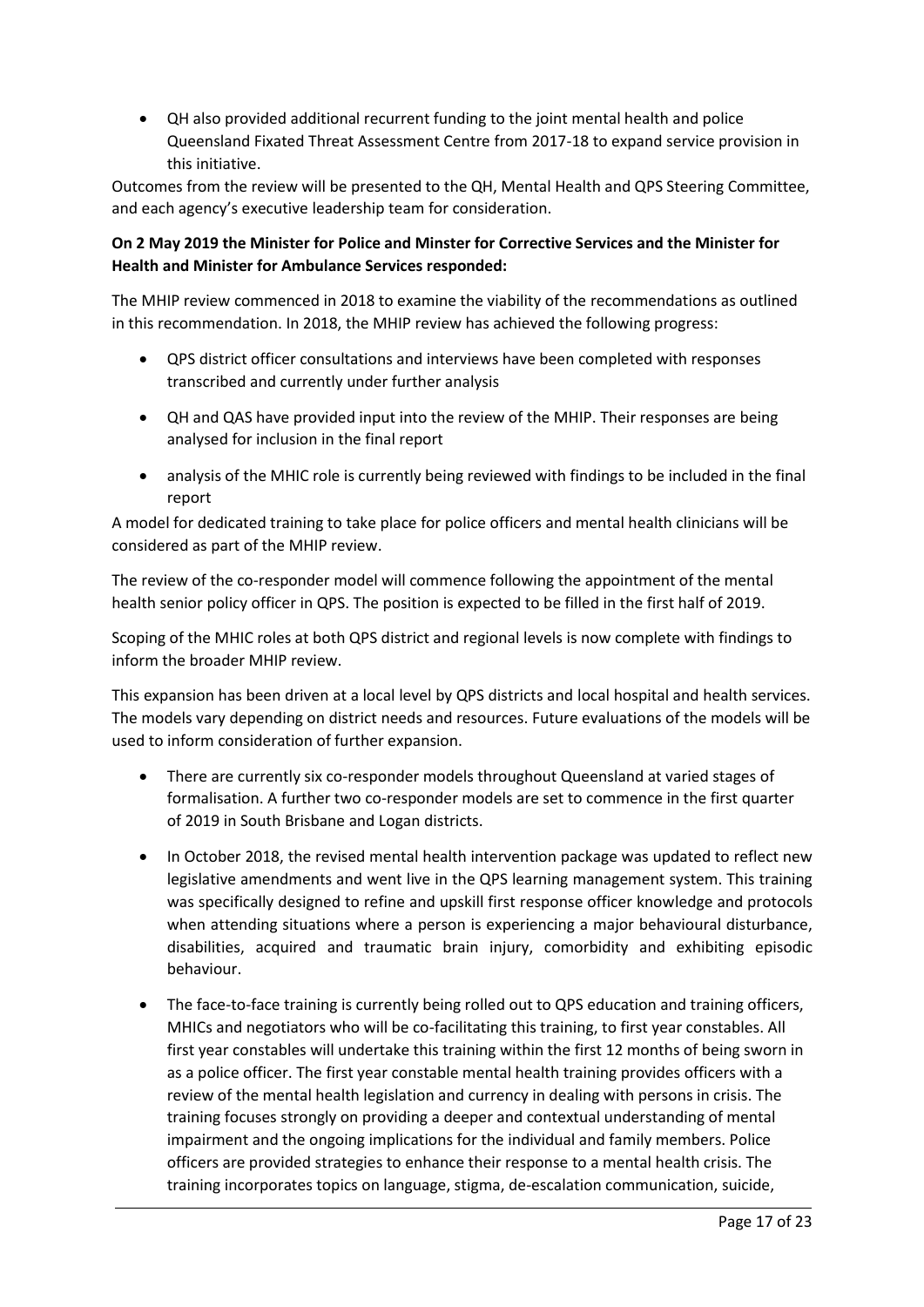- QH also provided additional recurrent funding to the joint mental health and police Queensland Fixated Threat Assessment Centre from 2017-18 to expand service provision in this initiative.

Outcomes from the review will be presented to the QH, Mental Health and QPS Steering Committee, and each agency's executive leadership team for consideration.

**On 2 May 2019 the Minister for Police and Minster for Corrective Services and the Minister for Health and Minister for Ambulance Services responded:**

The MHIP review commenced in 2018 to examine the viability of the recommendations as outlined in this recommendation. In 2018, the MHIP review has achieved the following progress:

- QPS district officer consultations and interviews have been completed with responses transcribed and currently under further analysis
- QH and QAS have provided input into the review of the MHIP. Their responses are being analysed for inclusion in the final report
- analysis of the MHIC role is currently being reviewed with findings to be included in the final report

A model for dedicated training to take place for police officers and mental health clinicians will be considered as part of the MHIP review.

The review of the co-responder model will commence following the appointment of the mental health senior policy officer in QPS. The position is expected to be filled in the first half of 2019.

Scoping of the MHIC roles at both QPS district and regional levels is now complete with findings to inform the broader MHIP review.

This expansion has been driven at a local level by QPS districts and local hospital and health services. The models vary depending on district needs and resources. Future evaluations of the models will be used to inform consideration of further expansion.

- There are currently six co-responder models throughout Queensland at varied stages of formalisation. A further two co-responder models are set to commence in the first quarter of 2019 in South Brisbane and Logan districts.
- In October 2018, the revised mental health intervention package was updated to reflect new legislative amendments and went live in the QPS learning management system. This training was specifically designed to refine and upskill first response officer knowledge and protocols when attending situations where a person is experiencing a major behavioural disturbance, disabilities, acquired and traumatic brain injury, comorbidity and exhibiting episodic behaviour.
- The face-to-face training is currently being rolled out to QPS education and training officers, MHICs and negotiators who will be co-facilitating this training, to first year constables. All first year constables will undertake this training within the first 12 months of being sworn in as a police officer. The first year constable mental health training provides officers with a review of the mental health legislation and currency in dealing with persons in crisis. The training focuses strongly on providing a deeper and contextual understanding of mental impairment and the ongoing implications for the individual and family members. Police officers are provided strategies to enhance their response to a mental health crisis. The training incorporates topics on language, stigma, de-escalation communication, suicide,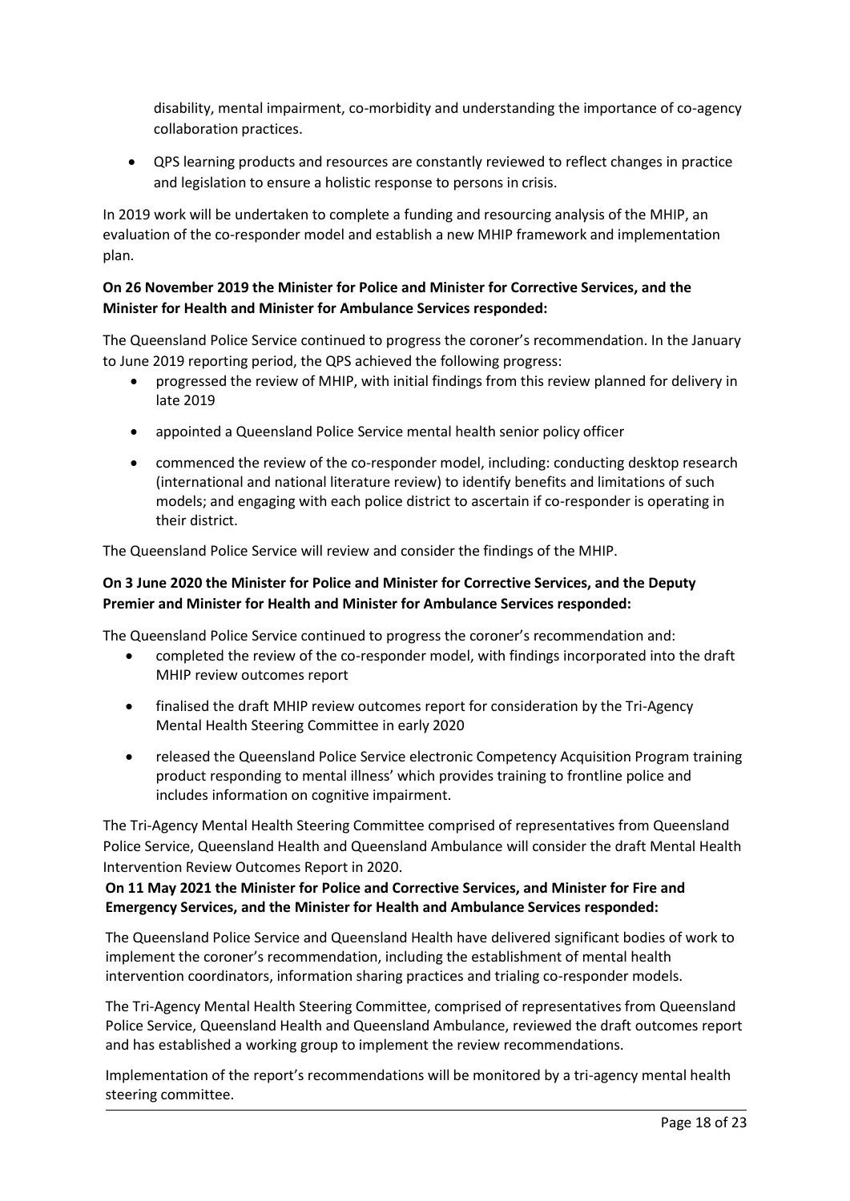disability, mental impairment, co-morbidity and understanding the importance of co-agency collaboration practices.

- QPS learning products and resources are constantly reviewed to reflect changes in practice and legislation to ensure a holistic response to persons in crisis.

In 2019 work will be undertaken to complete a funding and resourcing analysis of the MHIP, an evaluation of the co-responder model and establish a new MHIP framework and implementation plan.

**On 26 November 2019 the Minister for Police and Minister for Corrective Services, and the Minister for Health and Minister for Ambulance Services responded:**

The Queensland Police Service continued to progress the coroner's recommendation. In the January to June 2019 reporting period, the QPS achieved the following progress:

- progressed the review of MHIP, with initial findings from this review planned for delivery in late 2019
- appointed a Queensland Police Service mental health senior policy officer
- commenced the review of the co-responder model, including: conducting desktop research (international and national literature review) to identify benefits and limitations of such models; and engaging with each police district to ascertain if co-responder is operating in their district.

The Queensland Police Service will review and consider the findings of the MHIP.

**On 3 June 2020 the Minister for Police and Minister for Corrective Services, and the Deputy Premier and Minister for Health and Minister for Ambulance Services responded:**

The Queensland Police Service continued to progress the coroner's recommendation and:

- completed the review of the co-responder model, with findings incorporated into the draft MHIP review outcomes report
- finalised the draft MHIP review outcomes report for consideration by the Tri-Agency Mental Health Steering Committee in early 2020
- released the Queensland Police Service electronic Competency Acquisition Program training product responding to mental illness' which provides training to frontline police and includes information on cognitive impairment.

The Tri-Agency Mental Health Steering Committee comprised of representatives from Queensland Police Service, Queensland Health and Queensland Ambulance will consider the draft Mental Health Intervention Review Outcomes Report in 2020.

**On 11 May 2021 the Minister for Police and Corrective Services, and Minister for Fire and Emergency Services, and the Minister for Health and Ambulance Services responded:**

The Queensland Police Service and Queensland Health have delivered significant bodies of work to implement the coroner's recommendation, including the establishment of mental health intervention coordinators, information sharing practices and trialing co-responder models.

The Tri-Agency Mental Health Steering Committee, comprised of representatives from Queensland Police Service, Queensland Health and Queensland Ambulance, reviewed the draft outcomes report and has established a working group to implement the review recommendations.

Implementation of the report's recommendations will be monitored by a tri-agency mental health steering committee.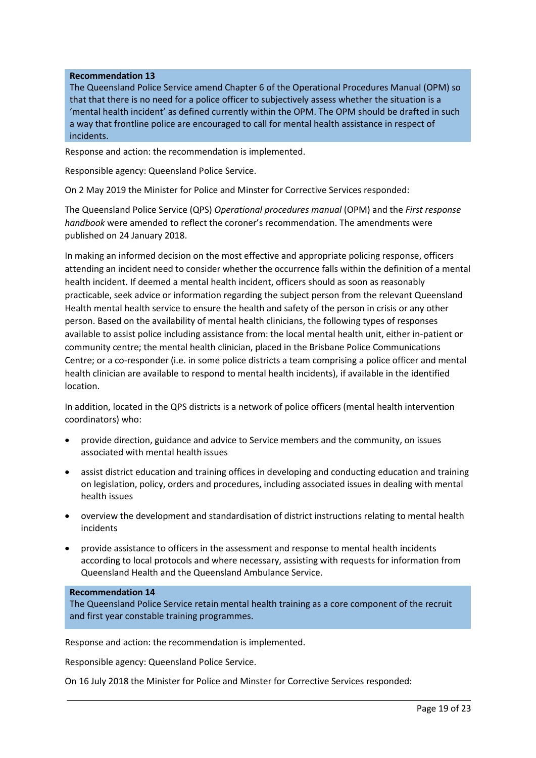**Recommendation 13**

The Queensland Police Service amend Chapter 6 of the Operational Procedures Manual (OPM) so that that there is no need for a police officer to subjectively assess whether the situation is a 'mental health incident' as defined currently within the OPM. The OPM should be drafted in such a way that frontline police are encouraged to call for mental health assistance in respect of incidents.

Response and action: the recommendation is implemented.

Responsible agency: Queensland Police Service.

On 2 May 2019 the Minister for Police and Minster for Corrective Services responded:

The Queensland Police Service (QPS) *Operational procedures manual* (OPM) and the *First response handbook* were amended to reflect the coroner's recommendation. The amendments were published on 24 January 2018.

In making an informed decision on the most effective and appropriate policing response, officers attending an incident need to consider whether the occurrence falls within the definition of a mental health incident. If deemed a mental health incident, officers should as soon as reasonably practicable, seek advice or information regarding the subject person from the relevant Queensland Health mental health service to ensure the health and safety of the person in crisis or any other person. Based on the availability of mental health clinicians, the following types of responses available to assist police including assistance from: the local mental health unit, either in-patient or community centre; the mental health clinician, placed in the Brisbane Police Communications Centre; or a co-responder (i.e. in some police districts a team comprising a police officer and mental health clinician are available to respond to mental health incidents), if available in the identified location.

In addition, located in the QPS districts is a network of police officers (mental health intervention coordinators) who:

- provide direction, guidance and advice to Service members and the community, on issues associated with mental health issues
- assist district education and training offices in developing and conducting education and training on legislation, policy, orders and procedures, including associated issues in dealing with mental health issues
- overview the development and standardisation of district instructions relating to mental health incidents
- provide assistance to officers in the assessment and response to mental health incidents according to local protocols and where necessary, assisting with requests for information from Queensland Health and the Queensland Ambulance Service.

**Recommendation 14**

The Queensland Police Service retain mental health training as a core component of the recruit and first year constable training programmes.

Response and action: the recommendation is implemented.

Responsible agency: Queensland Police Service.

On 16 July 2018 the Minister for Police and Minster for Corrective Services responded: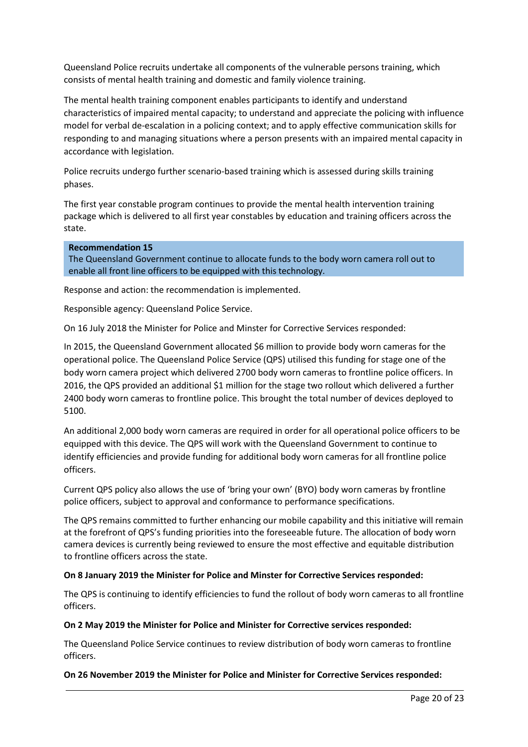Queensland Police recruits undertake all components of the vulnerable persons training, which consists of mental health training and domestic and family violence training.

The mental health training component enables participants to identify and understand characteristics of impaired mental capacity; to understand and appreciate the policing with influence model for verbal de-escalation in a policing context; and to apply effective communication skills for responding to and managing situations where a person presents with an impaired mental capacity in accordance with legislation.

Police recruits undergo further scenario-based training which is assessed during skills training phases.

The first year constable program continues to provide the mental health intervention training package which is delivered to all first year constables by education and training officers across the state.

**Recommendation 15**
The Queensland Government continue to allocate funds to the body worn camera roll out to enable all front line officers to be equipped with this technology.

Response and action: the recommendation is implemented.

Responsible agency: Queensland Police Service.

On 16 July 2018 the Minister for Police and Minster for Corrective Services responded:

In 2015, the Queensland Government allocated $6 million to provide body worn cameras for the operational police. The Queensland Police Service (QPS) utilised this funding for stage one of the body worn camera project which delivered 2700 body worn cameras to frontline police officers. In 2016, the QPS provided an additional $1 million for the stage two rollout which delivered a further 2400 body worn cameras to frontline police. This brought the total number of devices deployed to 5100.

An additional 2,000 body worn cameras are required in order for all operational police officers to be equipped with this device. The QPS will work with the Queensland Government to continue to identify efficiencies and provide funding for additional body worn cameras for all frontline police officers.

Current QPS policy also allows the use of 'bring your own' (BYO) body worn cameras by frontline police officers, subject to approval and conformance to performance specifications.

The QPS remains committed to further enhancing our mobile capability and this initiative will remain at the forefront of QPS's funding priorities into the foreseeable future. The allocation of body worn camera devices is currently being reviewed to ensure the most effective and equitable distribution to frontline officers across the state.

**On 8 January 2019 the Minister for Police and Minster for Corrective Services responded:**

The QPS is continuing to identify efficiencies to fund the rollout of body worn cameras to all frontline officers.

**On 2 May 2019 the Minister for Police and Minister for Corrective services responded:**

The Queensland Police Service continues to review distribution of body worn cameras to frontline officers.

**On 26 November 2019 the Minister for Police and Minister for Corrective Services responded:**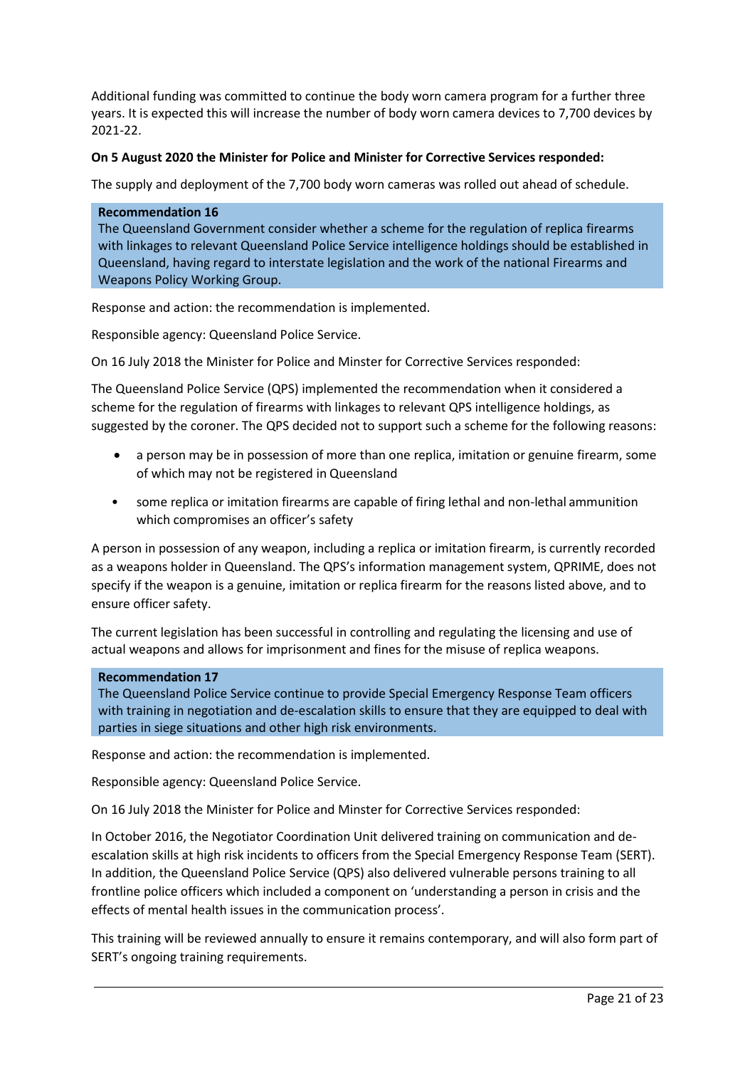Additional funding was committed to continue the body worn camera program for a further three years. It is expected this will increase the number of body worn camera devices to 7,700 devices by 2021-22.

**On 5 August 2020 the Minister for Police and Minister for Corrective Services responded:**

The supply and deployment of the 7,700 body worn cameras was rolled out ahead of schedule.

**Recommendation 16**
The Queensland Government consider whether a scheme for the regulation of replica firearms with linkages to relevant Queensland Police Service intelligence holdings should be established in Queensland, having regard to interstate legislation and the work of the national Firearms and Weapons Policy Working Group.

Response and action: the recommendation is implemented.

Responsible agency: Queensland Police Service.

On 16 July 2018 the Minister for Police and Minster for Corrective Services responded:

The Queensland Police Service (QPS) implemented the recommendation when it considered a scheme for the regulation of firearms with linkages to relevant QPS intelligence holdings, as suggested by the coroner. The QPS decided not to support such a scheme for the following reasons:

- a person may be in possession of more than one replica, imitation or genuine firearm, some of which may not be registered in Queensland
- some replica or imitation firearms are capable of firing lethal and non-lethal ammunition which compromises an officer's safety

A person in possession of any weapon, including a replica or imitation firearm, is currently recorded as a weapons holder in Queensland. The QPS's information management system, QPRIME, does not specify if the weapon is a genuine, imitation or replica firearm for the reasons listed above, and to ensure officer safety.

The current legislation has been successful in controlling and regulating the licensing and use of actual weapons and allows for imprisonment and fines for the misuse of replica weapons.

**Recommendation 17**
The Queensland Police Service continue to provide Special Emergency Response Team officers with training in negotiation and de-escalation skills to ensure that they are equipped to deal with parties in siege situations and other high risk environments.

Response and action: the recommendation is implemented.

Responsible agency: Queensland Police Service.

On 16 July 2018 the Minister for Police and Minster for Corrective Services responded:

In October 2016, the Negotiator Coordination Unit delivered training on communication and de-escalation skills at high risk incidents to officers from the Special Emergency Response Team (SERT). In addition, the Queensland Police Service (QPS) also delivered vulnerable persons training to all frontline police officers which included a component on 'understanding a person in crisis and the effects of mental health issues in the communication process'.

This training will be reviewed annually to ensure it remains contemporary, and will also form part of SERT's ongoing training requirements.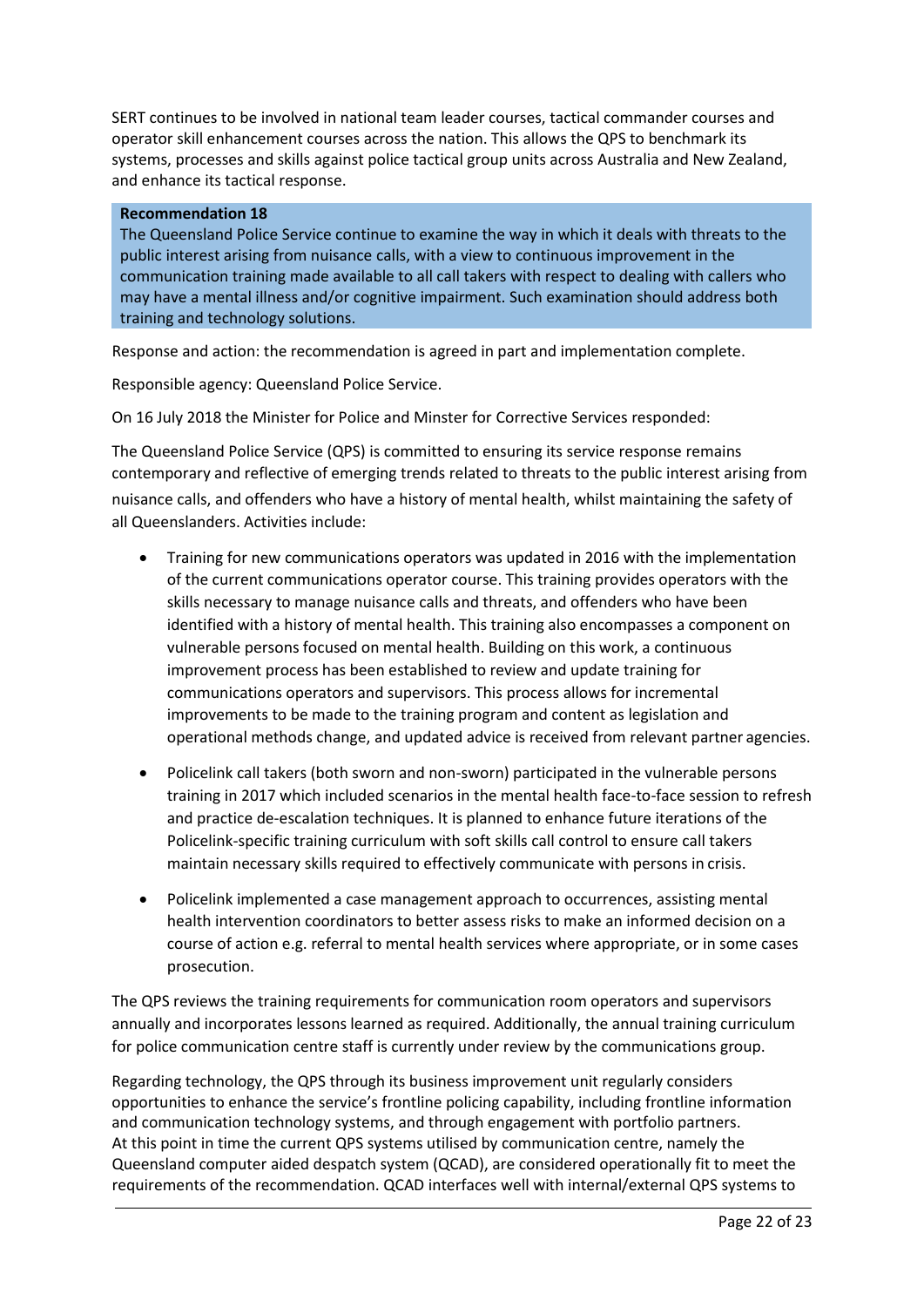SERT continues to be involved in national team leader courses, tactical commander courses and operator skill enhancement courses across the nation. This allows the QPS to benchmark its systems, processes and skills against police tactical group units across Australia and New Zealand, and enhance its tactical response.

**Recommendation 18**

The Queensland Police Service continue to examine the way in which it deals with threats to the public interest arising from nuisance calls, with a view to continuous improvement in the communication training made available to all call takers with respect to dealing with callers who may have a mental illness and/or cognitive impairment. Such examination should address both training and technology solutions.

Response and action: the recommendation is agreed in part and implementation complete.

Responsible agency: Queensland Police Service.

On 16 July 2018 the Minister for Police and Minister for Corrective Services responded:

The Queensland Police Service (QPS) is committed to ensuring its service response remains contemporary and reflective of emerging trends related to threats to the public interest arising from nuisance calls, and offenders who have a history of mental health, whilst maintaining the safety of all Queenslanders. Activities include:

- Training for new communications operators was updated in 2016 with the implementation of the current communications operator course. This training provides operators with the skills necessary to manage nuisance calls and threats, and offenders who have been identified with a history of mental health. This training also encompasses a component on vulnerable persons focused on mental health. Building on this work, a continuous improvement process has been established to review and update training for communications operators and supervisors. This process allows for incremental improvements to be made to the training program and content as legislation and operational methods change, and updated advice is received from relevant partner agencies.
- Policelink call takers (both sworn and non-sworn) participated in the vulnerable persons training in 2017 which included scenarios in the mental health face-to-face session to refresh and practice de-escalation techniques. It is planned to enhance future iterations of the Policelink-specific training curriculum with soft skills call control to ensure call takers maintain necessary skills required to effectively communicate with persons in crisis.
- Policelink implemented a case management approach to occurrences, assisting mental health intervention coordinators to better assess risks to make an informed decision on a course of action e.g. referral to mental health services where appropriate, or in some cases prosecution.

The QPS reviews the training requirements for communication room operators and supervisors annually and incorporates lessons learned as required. Additionally, the annual training curriculum for police communication centre staff is currently under review by the communications group.

Regarding technology, the QPS through its business improvement unit regularly considers opportunities to enhance the service's frontline policing capability, including frontline information and communication technology systems, and through engagement with portfolio partners. At this point in time the current QPS systems utilised by communication centre, namely the Queensland computer aided despatch system (QCAD), are considered operationally fit to meet the requirements of the recommendation. QCAD interfaces well with internal/external QPS systems to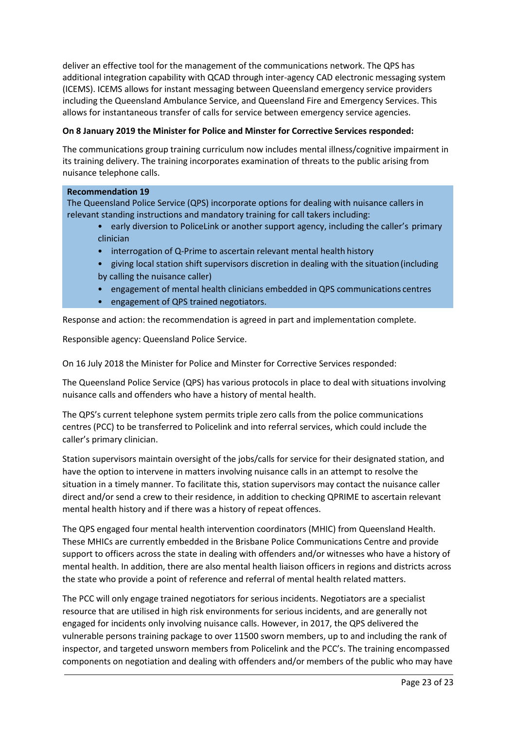deliver an effective tool for the management of the communications network. The QPS has additional integration capability with QCAD through inter-agency CAD electronic messaging system (ICEMS). ICEMS allows for instant messaging between Queensland emergency service providers including the Queensland Ambulance Service, and Queensland Fire and Emergency Services. This allows for instantaneous transfer of calls for service between emergency service agencies.

**On 8 January 2019 the Minister for Police and Minster for Corrective Services responded:**

The communications group training curriculum now includes mental illness/cognitive impairment in its training delivery. The training incorporates examination of threats to the public arising from nuisance telephone calls.

**Recommendation 19**

The Queensland Police Service (QPS) incorporate options for dealing with nuisance callers in relevant standing instructions and mandatory training for call takers including:

- early diversion to PoliceLink or another support agency, including the caller's primary clinician
- interrogation of Q-Prime to ascertain relevant mental health history
- giving local station shift supervisors discretion in dealing with the situation (including by calling the nuisance caller)
- engagement of mental health clinicians embedded in QPS communications centres
- engagement of QPS trained negotiators.

Response and action: the recommendation is agreed in part and implementation complete.

Responsible agency: Queensland Police Service.

On 16 July 2018 the Minister for Police and Minster for Corrective Services responded:

The Queensland Police Service (QPS) has various protocols in place to deal with situations involving nuisance calls and offenders who have a history of mental health.

The QPS's current telephone system permits triple zero calls from the police communications centres (PCC) to be transferred to Policelink and into referral services, which could include the caller's primary clinician.

Station supervisors maintain oversight of the jobs/calls for service for their designated station, and have the option to intervene in matters involving nuisance calls in an attempt to resolve the situation in a timely manner. To facilitate this, station supervisors may contact the nuisance caller direct and/or send a crew to their residence, in addition to checking QPRIME to ascertain relevant mental health history and if there was a history of repeat offences.

The QPS engaged four mental health intervention coordinators (MHIC) from Queensland Health. These MHICs are currently embedded in the Brisbane Police Communications Centre and provide support to officers across the state in dealing with offenders and/or witnesses who have a history of mental health. In addition, there are also mental health liaison officers in regions and districts across the state who provide a point of reference and referral of mental health related matters.

The PCC will only engage trained negotiators for serious incidents. Negotiators are a specialist resource that are utilised in high risk environments for serious incidents, and are generally not engaged for incidents only involving nuisance calls. However, in 2017, the QPS delivered the vulnerable persons training package to over 11500 sworn members, up to and including the rank of inspector, and targeted unsworn members from Policelink and the PCC's. The training encompassed components on negotiation and dealing with offenders and/or members of the public who may have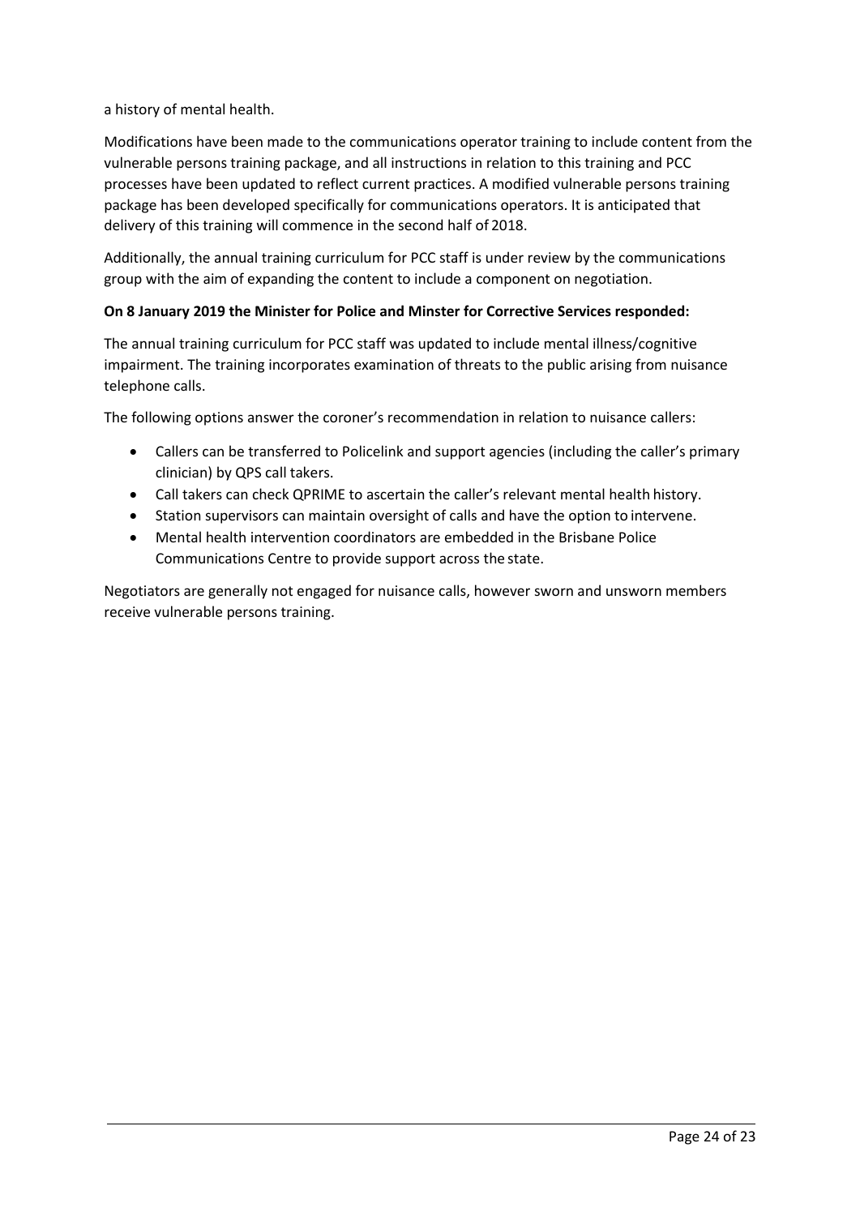a history of mental health.

Modifications have been made to the communications operator training to include content from the vulnerable persons training package, and all instructions in relation to this training and PCC processes have been updated to reflect current practices. A modified vulnerable persons training package has been developed specifically for communications operators. It is anticipated that delivery of this training will commence in the second half of 2018.

Additionally, the annual training curriculum for PCC staff is under review by the communications group with the aim of expanding the content to include a component on negotiation.

**On 8 January 2019 the Minister for Police and Minster for Corrective Services responded:**

The annual training curriculum for PCC staff was updated to include mental illness/cognitive impairment. The training incorporates examination of threats to the public arising from nuisance telephone calls.

The following options answer the coroner's recommendation in relation to nuisance callers:

- Callers can be transferred to Policelink and support agencies (including the caller's primary clinician) by QPS call takers.
- Call takers can check QPRIME to ascertain the caller's relevant mental health history.
- Station supervisors can maintain oversight of calls and have the option to intervene.
- Mental health intervention coordinators are embedded in the Brisbane Police Communications Centre to provide support across the state.

Negotiators are generally not engaged for nuisance calls, however sworn and unsworn members receive vulnerable persons training.